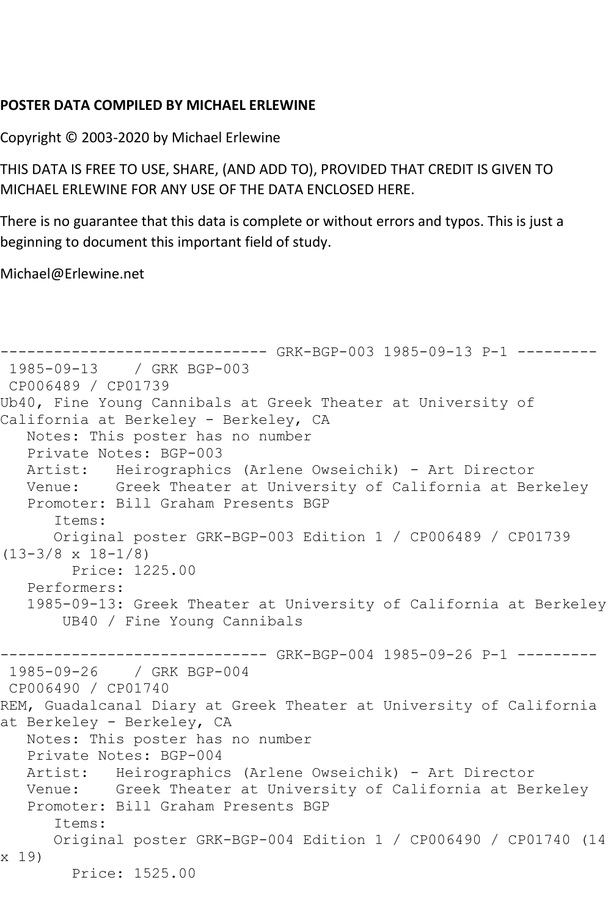**POSTER DATA COMPILED BY MICHAEL ERLEWINE**

Copyright © 2003-2020 by Michael Erlewine

THIS DATA IS FREE TO USE, SHARE, (AND ADD TO), PROVIDED THAT CREDIT IS GIVEN TO MICHAEL ERLEWINE FOR ANY USE OF THE DATA ENCLOSED HERE.

There is no guarantee that this data is complete or without errors and typos. This is just a beginning to document this important field of study.

Michael@Erlewine.net

```
------------------------------ GRK-BGP-003 1985-09-13 P-1 ---------
 1985-09-13    / GRK BGP-003
 CP006489 / CP01739
Ub40, Fine Young Cannibals at Greek Theater at University of
California at Berkeley - Berkeley, CA
   Notes: This poster has no number
   Private Notes: BGP-003
   Artist:   Heirographics (Arlene Owseichik) - Art Director
   Venue:    Greek Theater at University of California at Berkeley
   Promoter: Bill Graham Presents BGP
      Items:
      Original poster GRK-BGP-003 Edition 1 / CP006489 / CP01739
(13-3/8 x 18-1/8)
        Price: 1225.00
   Performers:
   1985-09-13: Greek Theater at University of California at Berkeley
       UB40 / Fine Young Cannibals

------------------------------ GRK-BGP-004 1985-09-26 P-1 ---------
 1985-09-26    / GRK BGP-004
 CP006490 / CP01740
REM, Guadalcanal Diary at Greek Theater at University of California
at Berkeley - Berkeley, CA
   Notes: This poster has no number
   Private Notes: BGP-004
   Artist:   Heirographics (Arlene Owseichik) - Art Director
   Venue:    Greek Theater at University of California at Berkeley
   Promoter: Bill Graham Presents BGP
      Items:
      Original poster GRK-BGP-004 Edition 1 / CP006490 / CP01740 (14
x 19)
        Price: 1525.00
```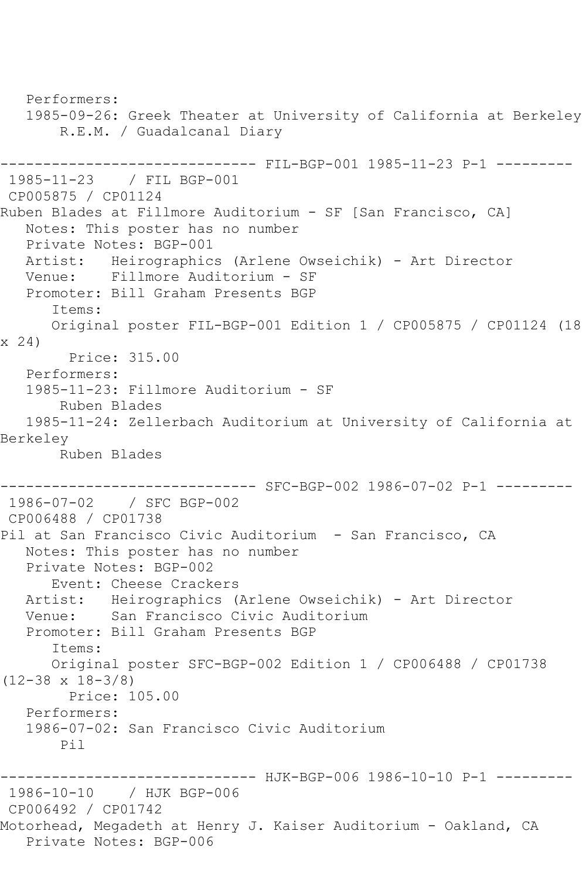```
   Performers:
   1985-09-26: Greek Theater at University of California at Berkeley
       R.E.M. / Guadalcanal Diary

------------------------------ FIL-BGP-001 1985-11-23 P-1 ---------
 1985-11-23    / FIL BGP-001
 CP005875 / CP01124
Ruben Blades at Fillmore Auditorium - SF [San Francisco, CA]
   Notes: This poster has no number
   Private Notes: BGP-001
   Artist:   Heirographics (Arlene Owseichik) - Art Director
   Venue:    Fillmore Auditorium - SF
   Promoter: Bill Graham Presents BGP
      Items:
      Original poster FIL-BGP-001 Edition 1 / CP005875 / CP01124 (18
x 24)
        Price: 315.00
   Performers:
   1985-11-23: Fillmore Auditorium - SF
       Ruben Blades
   1985-11-24: Zellerbach Auditorium at University of California at
Berkeley
       Ruben Blades

------------------------------ SFC-BGP-002 1986-07-02 P-1 ---------
 1986-07-02    / SFC BGP-002
 CP006488 / CP01738
Pil at San Francisco Civic Auditorium  - San Francisco, CA
   Notes: This poster has no number
   Private Notes: BGP-002
      Event: Cheese Crackers
   Artist:   Heirographics (Arlene Owseichik) - Art Director
   Venue:    San Francisco Civic Auditorium
   Promoter: Bill Graham Presents BGP
      Items:
      Original poster SFC-BGP-002 Edition 1 / CP006488 / CP01738
(12-38 x 18-3/8)
        Price: 105.00
   Performers:
   1986-07-02: San Francisco Civic Auditorium
       Pil

------------------------------ HJK-BGP-006 1986-10-10 P-1 ---------
 1986-10-10    / HJK BGP-006
 CP006492 / CP01742
Motorhead, Megadeth at Henry J. Kaiser Auditorium - Oakland, CA
   Private Notes: BGP-006
```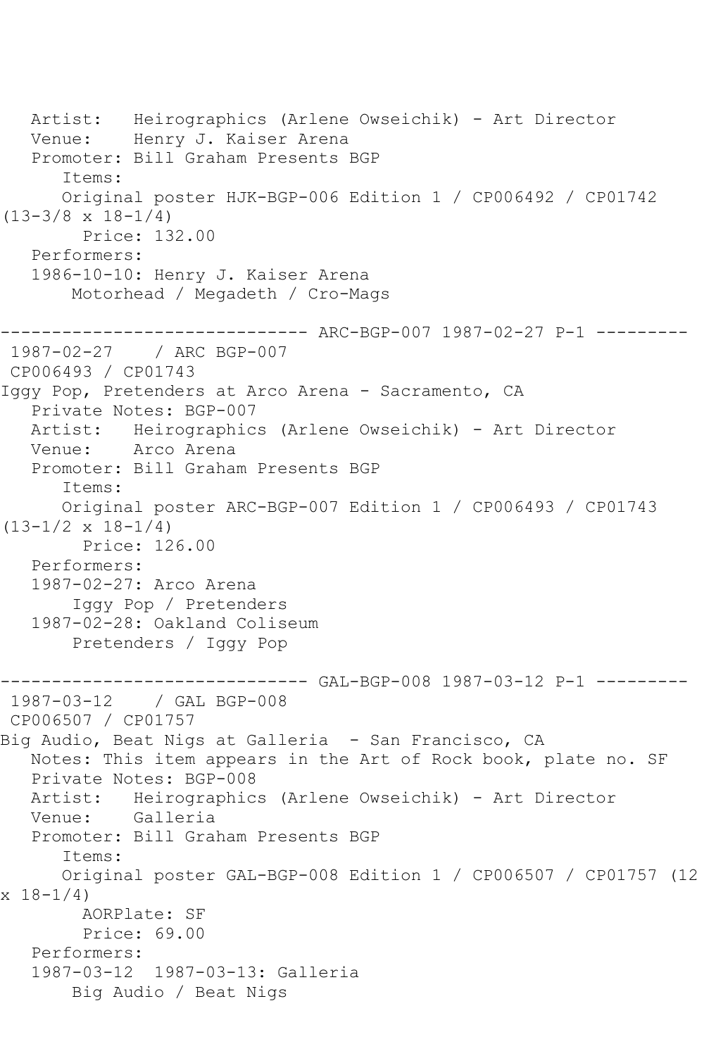Artist: Heirographics (Arlene Owseichik) - Art Director
Venue: Henry J. Kaiser Arena
Promoter: Bill Graham Presents BGP
Items:
Original poster HJK-BGP-006 Edition 1 / CP006492 / CP01742 (13-3/8 x 18-1/4)
Price: 132.00
Performers:
1986-10-10: Henry J. Kaiser Arena
Motorhead / Megadeth / Cro-Mags

------------------------------ ARC-BGP-007 1987-02-27 P-1 ---------

1987-02-27 / ARC BGP-007
CP006493 / CP01743
Iggy Pop, Pretenders at Arco Arena - Sacramento, CA
Private Notes: BGP-007
Artist: Heirographics (Arlene Owseichik) - Art Director
Venue: Arco Arena
Promoter: Bill Graham Presents BGP
Items:
Original poster ARC-BGP-007 Edition 1 / CP006493 / CP01743 (13-1/2 x 18-1/4)
Price: 126.00
Performers:
1987-02-27: Arco Arena
Iggy Pop / Pretenders
1987-02-28: Oakland Coliseum
Pretenders / Iggy Pop

------------------------------ GAL-BGP-008 1987-03-12 P-1 ---------

1987-03-12 / GAL BGP-008
CP006507 / CP01757
Big Audio, Beat Nigs at Galleria - San Francisco, CA
Notes: This item appears in the Art of Rock book, plate no. SF
Private Notes: BGP-008
Artist: Heirographics (Arlene Owseichik) - Art Director
Venue: Galleria
Promoter: Bill Graham Presents BGP
Items:
Original poster GAL-BGP-008 Edition 1 / CP006507 / CP01757 (12 x 18-1/4)
AORPlate: SF
Price: 69.00
Performers:
1987-03-12 1987-03-13: Galleria
Big Audio / Beat Nigs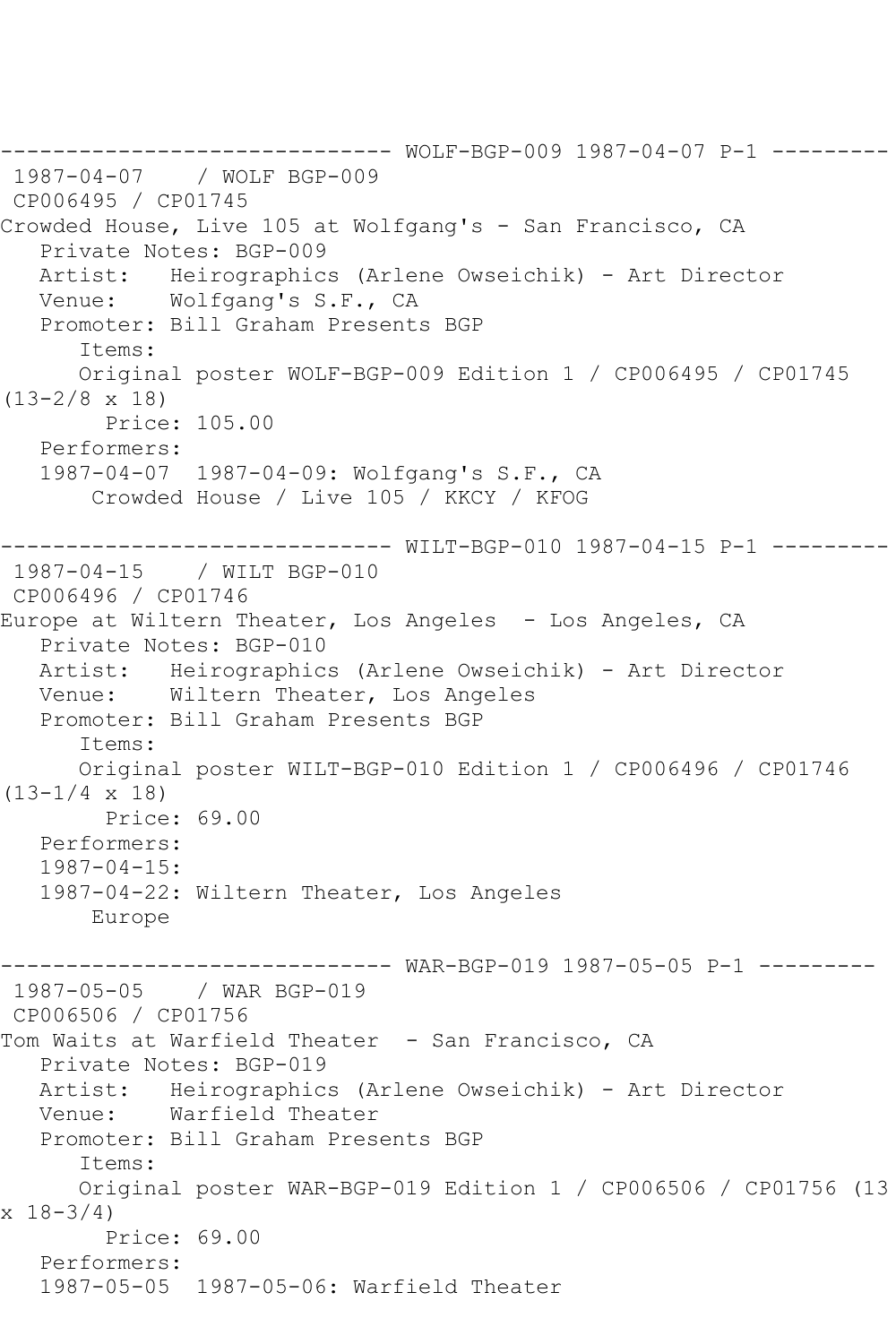------------------------------ WOLF-BGP-009 1987-04-07 P-1 ---------

1987-04-07 / WOLF BGP-009
CP006495 / CP01745
Crowded House, Live 105 at Wolfgang's - San Francisco, CA
Private Notes: BGP-009
Artist: Heirographics (Arlene Owseichik) - Art Director
Venue: Wolfgang's S.F., CA
Promoter: Bill Graham Presents BGP
Items:
Original poster WOLF-BGP-009 Edition 1 / CP006495 / CP01745 (13-2/8 x 18)
Price: 105.00
Performers:
1987-04-07 1987-04-09: Wolfgang's S.F., CA
Crowded House / Live 105 / KKCY / KFOG

------------------------------ WILT-BGP-010 1987-04-15 P-1 ---------

1987-04-15 / WILT BGP-010
CP006496 / CP01746
Europe at Wiltern Theater, Los Angeles - Los Angeles, CA
Private Notes: BGP-010
Artist: Heirographics (Arlene Owseichik) - Art Director
Venue: Wiltern Theater, Los Angeles
Promoter: Bill Graham Presents BGP
Items:
Original poster WILT-BGP-010 Edition 1 / CP006496 / CP01746 (13-1/4 x 18)
Price: 69.00
Performers:
1987-04-15:
1987-04-22: Wiltern Theater, Los Angeles
Europe

------------------------------ WAR-BGP-019 1987-05-05 P-1 ---------

1987-05-05 / WAR BGP-019
CP006506 / CP01756
Tom Waits at Warfield Theater - San Francisco, CA
Private Notes: BGP-019
Artist: Heirographics (Arlene Owseichik) - Art Director
Venue: Warfield Theater
Promoter: Bill Graham Presents BGP
Items:
Original poster WAR-BGP-019 Edition 1 / CP006506 / CP01756 (13 x 18-3/4)
Price: 69.00
Performers:
1987-05-05 1987-05-06: Warfield Theater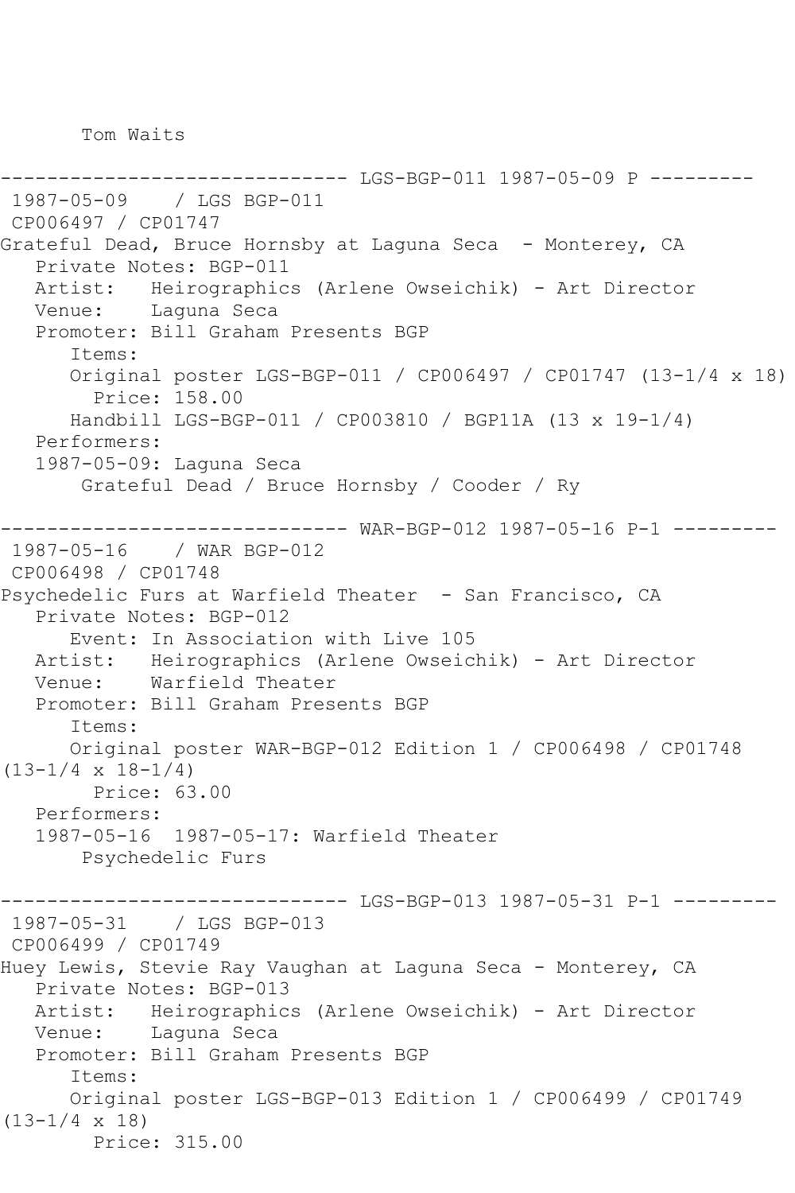Tom Waits

------------------------------ LGS-BGP-011 1987-05-09 P ---------

1987-05-09 / LGS BGP-011

CP006497 / CP01747

Grateful Dead, Bruce Hornsby at Laguna Seca - Monterey, CA

Private Notes: BGP-011

Artist: Heirographics (Arlene Owseichik) - Art Director

Venue: Laguna Seca

Promoter: Bill Graham Presents BGP

Items:

Original poster LGS-BGP-011 / CP006497 / CP01747 (13-1/4 x 18)

Price: 158.00

Handbill LGS-BGP-011 / CP003810 / BGP11A (13 x 19-1/4)

Performers:

1987-05-09: Laguna Seca

Grateful Dead / Bruce Hornsby / Cooder / Ry

------------------------------ WAR-BGP-012 1987-05-16 P-1 ---------

1987-05-16 / WAR BGP-012

CP006498 / CP01748

Psychedelic Furs at Warfield Theater - San Francisco, CA

Private Notes: BGP-012

Event: In Association with Live 105

Artist: Heirographics (Arlene Owseichik) - Art Director

Venue: Warfield Theater

Promoter: Bill Graham Presents BGP

Items:

Original poster WAR-BGP-012 Edition 1 / CP006498 / CP01748 (13-1/4 x 18-1/4)

Price: 63.00

Performers:

1987-05-16 1987-05-17: Warfield Theater

Psychedelic Furs

------------------------------ LGS-BGP-013 1987-05-31 P-1 ---------

1987-05-31 / LGS BGP-013

CP006499 / CP01749

Huey Lewis, Stevie Ray Vaughan at Laguna Seca - Monterey, CA

Private Notes: BGP-013

Artist: Heirographics (Arlene Owseichik) - Art Director

Venue: Laguna Seca

Promoter: Bill Graham Presents BGP

Items:

Original poster LGS-BGP-013 Edition 1 / CP006499 / CP01749 (13-1/4 x 18)

Price: 315.00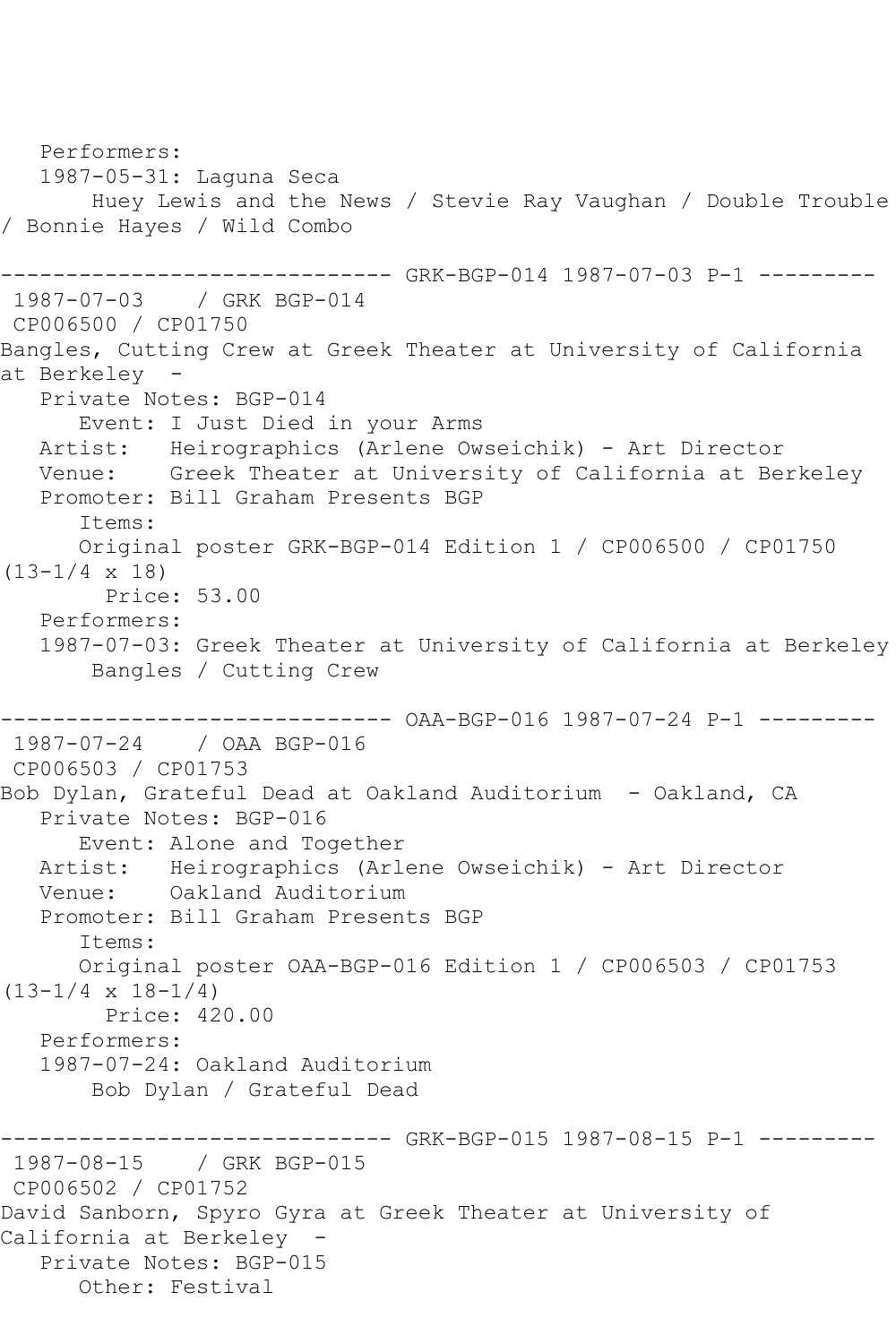Performers:
1987-05-31: Laguna Seca
Huey Lewis and the News / Stevie Ray Vaughan / Double Trouble / Bonnie Hayes / Wild Combo

------------------------------ GRK-BGP-014 1987-07-03 P-1 ---------

1987-07-03 / GRK BGP-014
CP006500 / CP01750
Bangles, Cutting Crew at Greek Theater at University of California at Berkeley -
Private Notes: BGP-014
Event: I Just Died in your Arms
Artist: Heirographics (Arlene Owseichik) - Art Director
Venue: Greek Theater at University of California at Berkeley
Promoter: Bill Graham Presents BGP
Items:
Original poster GRK-BGP-014 Edition 1 / CP006500 / CP01750 (13-1/4 x 18)
Price: 53.00
Performers:
1987-07-03: Greek Theater at University of California at Berkeley
Bangles / Cutting Crew

------------------------------ OAA-BGP-016 1987-07-24 P-1 ---------

1987-07-24 / OAA BGP-016
CP006503 / CP01753
Bob Dylan, Grateful Dead at Oakland Auditorium - Oakland, CA
Private Notes: BGP-016
Event: Alone and Together
Artist: Heirographics (Arlene Owseichik) - Art Director
Venue: Oakland Auditorium
Promoter: Bill Graham Presents BGP
Items:
Original poster OAA-BGP-016 Edition 1 / CP006503 / CP01753 (13-1/4 x 18-1/4)
Price: 420.00
Performers:
1987-07-24: Oakland Auditorium
Bob Dylan / Grateful Dead

------------------------------ GRK-BGP-015 1987-08-15 P-1 ---------

1987-08-15 / GRK BGP-015
CP006502 / CP01752
David Sanborn, Spyro Gyra at Greek Theater at University of California at Berkeley -
Private Notes: BGP-015
Other: Festival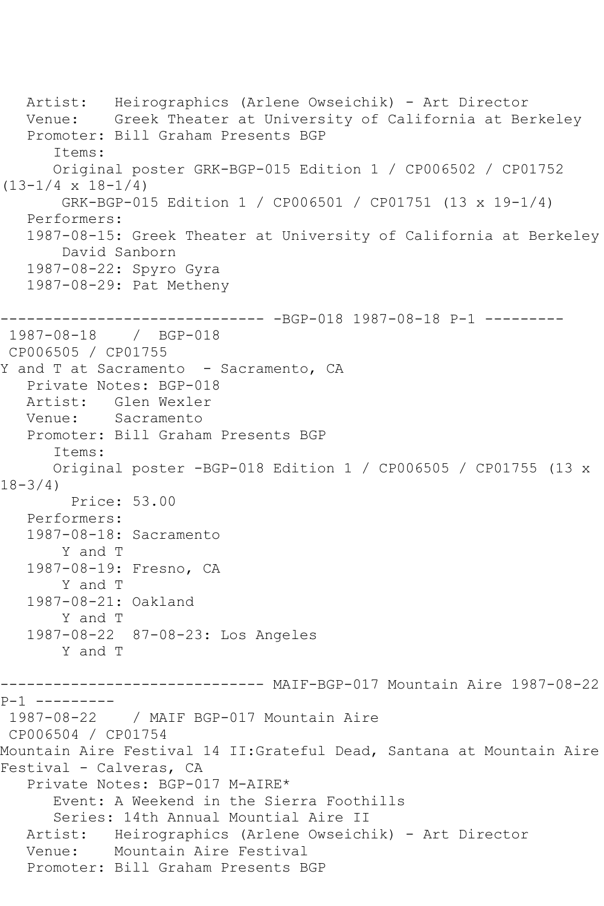Artist:   Heirographics (Arlene Owseichik) - Art Director
   Venue:    Greek Theater at University of California at Berkeley
   Promoter: Bill Graham Presents BGP
      Items:
      Original poster GRK-BGP-015 Edition 1 / CP006502 / CP01752 (13-1/4 x 18-1/4)
       GRK-BGP-015 Edition 1 / CP006501 / CP01751 (13 x 19-1/4)
   Performers:
   1987-08-15: Greek Theater at University of California at Berkeley
       David Sanborn
   1987-08-22: Spyro Gyra
   1987-08-29: Pat Metheny

------------------------------ -BGP-018 1987-08-18 P-1 ---------
 1987-08-18    / BGP-018
 CP006505 / CP01755
Y and T at Sacramento  - Sacramento, CA
   Private Notes: BGP-018
   Artist:   Glen Wexler
   Venue:    Sacramento
   Promoter: Bill Graham Presents BGP
      Items:
      Original poster -BGP-018 Edition 1 / CP006505 / CP01755 (13 x 18-3/4)
        Price: 53.00
   Performers:
   1987-08-18: Sacramento
       Y and T
   1987-08-19: Fresno, CA
       Y and T
   1987-08-21: Oakland
       Y and T
   1987-08-22  87-08-23: Los Angeles
       Y and T

------------------------------ MAIF-BGP-017 Mountain Aire 1987-08-22 P-1 ---------
 1987-08-22    / MAIF BGP-017 Mountain Aire
 CP006504 / CP01754
Mountain Aire Festival 14 II:Grateful Dead, Santana at Mountain Aire Festival - Calveras, CA
   Private Notes: BGP-017 M-AIRE*
      Event: A Weekend in the Sierra Foothills
      Series: 14th Annual Mountial Aire II
   Artist:   Heirographics (Arlene Owseichik) - Art Director
   Venue:    Mountain Aire Festival
   Promoter: Bill Graham Presents BGP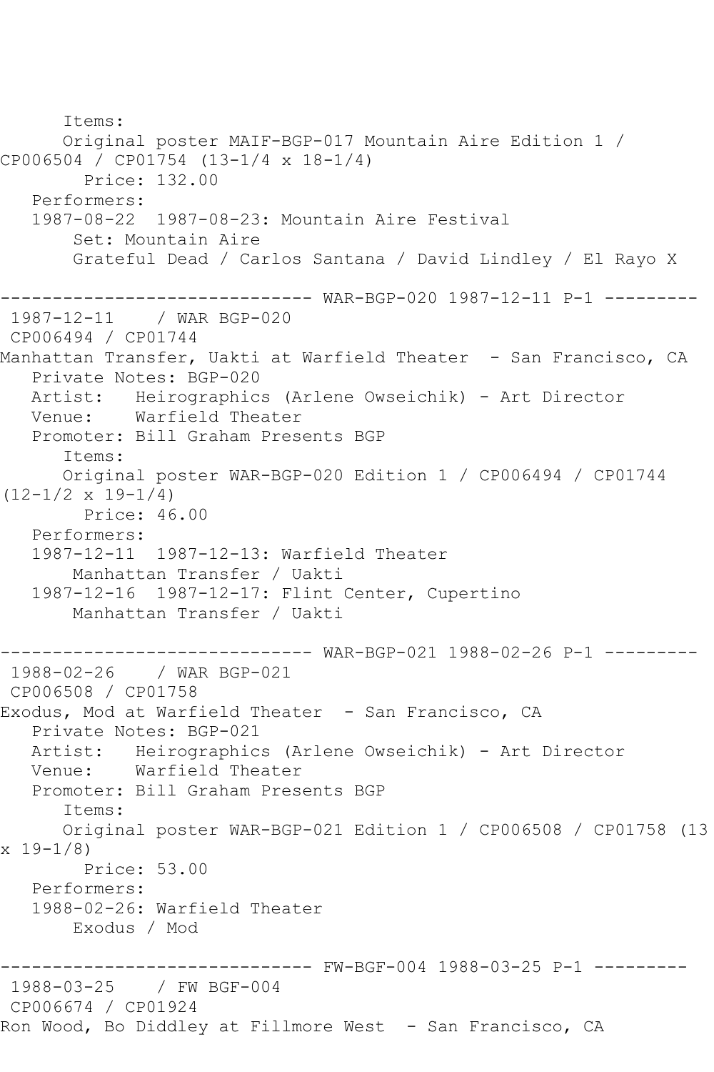```
      Items:
      Original poster MAIF-BGP-017 Mountain Aire Edition 1 / 
CP006504 / CP01754 (13-1/4 x 18-1/4)
        Price: 132.00
   Performers:
   1987-08-22  1987-08-23: Mountain Aire Festival
       Set: Mountain Aire
       Grateful Dead / Carlos Santana / David Lindley / El Rayo X

------------------------------ WAR-BGP-020 1987-12-11 P-1 ---------
 1987-12-11    / WAR BGP-020
 CP006494 / CP01744
Manhattan Transfer, Uakti at Warfield Theater  - San Francisco, CA
   Private Notes: BGP-020
   Artist:   Heirographics (Arlene Owseichik) - Art Director
   Venue:    Warfield Theater
   Promoter: Bill Graham Presents BGP
      Items:
      Original poster WAR-BGP-020 Edition 1 / CP006494 / CP01744 
(12-1/2 x 19-1/4)
        Price: 46.00
   Performers:
   1987-12-11  1987-12-13: Warfield Theater
       Manhattan Transfer / Uakti
   1987-12-16  1987-12-17: Flint Center, Cupertino
       Manhattan Transfer / Uakti

------------------------------ WAR-BGP-021 1988-02-26 P-1 ---------
 1988-02-26    / WAR BGP-021
 CP006508 / CP01758
Exodus, Mod at Warfield Theater  - San Francisco, CA
   Private Notes: BGP-021
   Artist:   Heirographics (Arlene Owseichik) - Art Director
   Venue:    Warfield Theater
   Promoter: Bill Graham Presents BGP
      Items:
      Original poster WAR-BGP-021 Edition 1 / CP006508 / CP01758 (13 
x 19-1/8)
        Price: 53.00
   Performers:
   1988-02-26: Warfield Theater
       Exodus / Mod

------------------------------ FW-BGF-004 1988-03-25 P-1 ---------
 1988-03-25    / FW BGF-004
 CP006674 / CP01924
Ron Wood, Bo Diddley at Fillmore West  - San Francisco, CA
```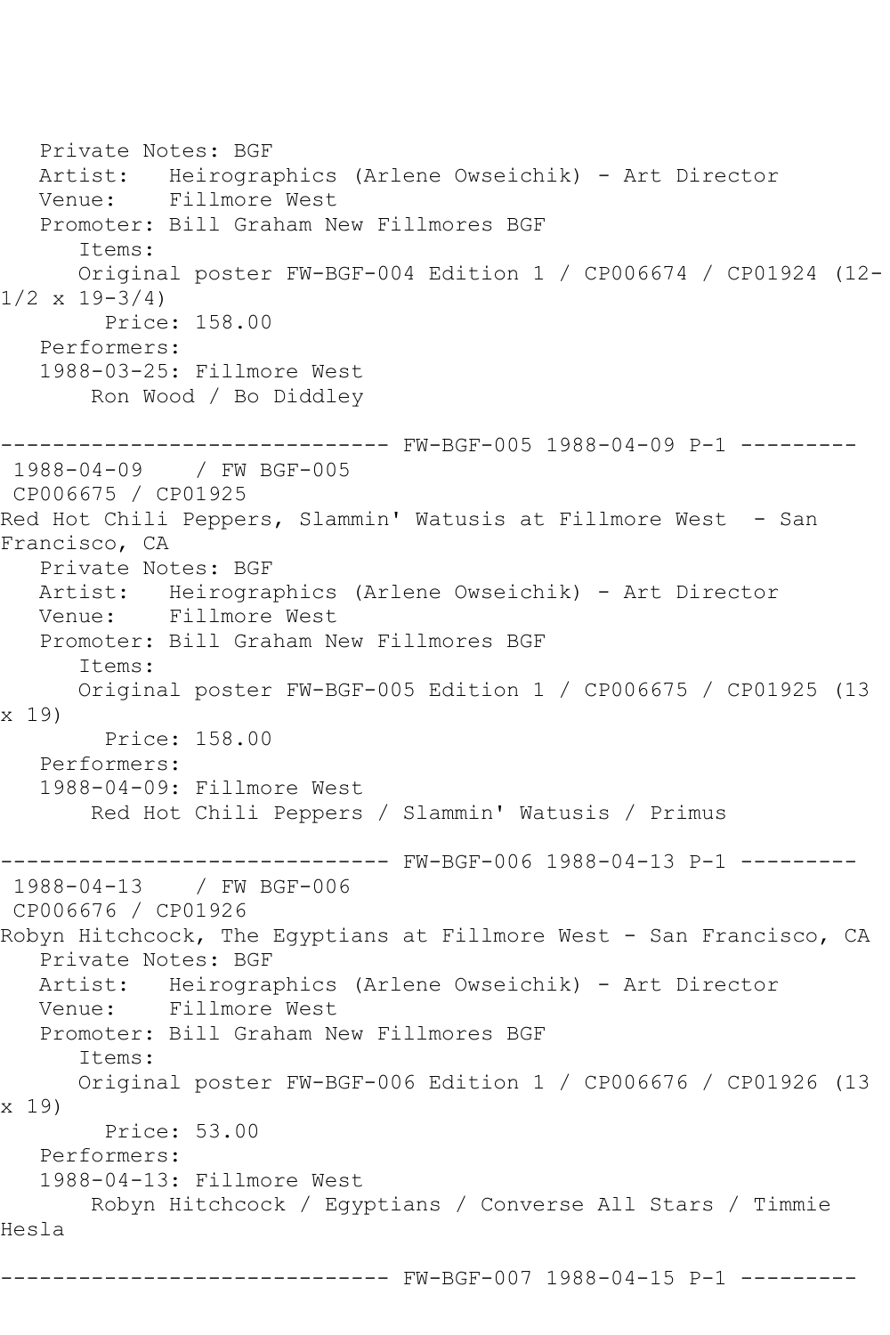Private Notes: BGF
Artist: Heirographics (Arlene Owseichik) - Art Director
Venue: Fillmore West
Promoter: Bill Graham New Fillmores BGF
Items:
Original poster FW-BGF-004 Edition 1 / CP006674 / CP01924 (12-1/2 x 19-3/4)
Price: 158.00
Performers:
1988-03-25: Fillmore West
Ron Wood / Bo Diddley

------------------------------ FW-BGF-005 1988-04-09 P-1 ---------

1988-04-09 / FW BGF-005
CP006675 / CP01925
Red Hot Chili Peppers, Slammin' Watusis at Fillmore West - San Francisco, CA
Private Notes: BGF
Artist: Heirographics (Arlene Owseichik) - Art Director
Venue: Fillmore West
Promoter: Bill Graham New Fillmores BGF
Items:
Original poster FW-BGF-005 Edition 1 / CP006675 / CP01925 (13 x 19)
Price: 158.00
Performers:
1988-04-09: Fillmore West
Red Hot Chili Peppers / Slammin' Watusis / Primus

------------------------------ FW-BGF-006 1988-04-13 P-1 ---------

1988-04-13 / FW BGF-006
CP006676 / CP01926
Robyn Hitchcock, The Egyptians at Fillmore West - San Francisco, CA
Private Notes: BGF
Artist: Heirographics (Arlene Owseichik) - Art Director
Venue: Fillmore West
Promoter: Bill Graham New Fillmores BGF
Items:
Original poster FW-BGF-006 Edition 1 / CP006676 / CP01926 (13 x 19)
Price: 53.00
Performers:
1988-04-13: Fillmore West
Robyn Hitchcock / Egyptians / Converse All Stars / Timmie Hesla

------------------------------ FW-BGF-007 1988-04-15 P-1 ---------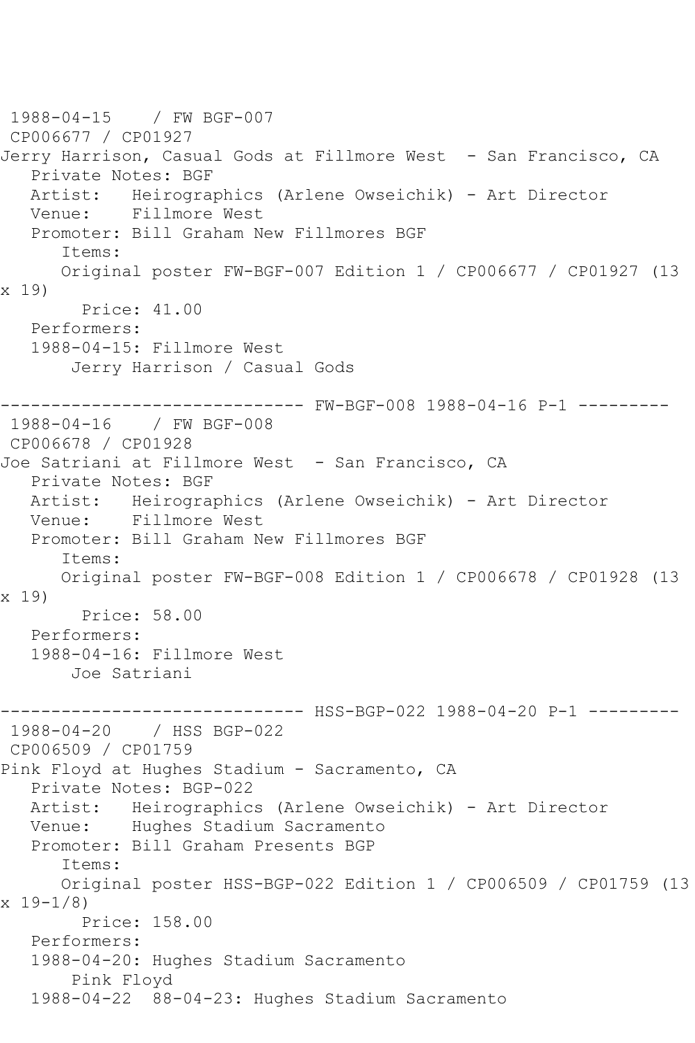1988-04-15 / FW BGF-007
CP006677 / CP01927
Jerry Harrison, Casual Gods at Fillmore West - San Francisco, CA
Private Notes: BGF
Artist: Heirographics (Arlene Owseichik) - Art Director
Venue: Fillmore West
Promoter: Bill Graham New Fillmores BGF
Items:
Original poster FW-BGF-007 Edition 1 / CP006677 / CP01927 (13 x 19)
Price: 41.00
Performers:
1988-04-15: Fillmore West
Jerry Harrison / Casual Gods

------------------------------ FW-BGF-008 1988-04-16 P-1 ---------

1988-04-16 / FW BGF-008
CP006678 / CP01928
Joe Satriani at Fillmore West - San Francisco, CA
Private Notes: BGF
Artist: Heirographics (Arlene Owseichik) - Art Director
Venue: Fillmore West
Promoter: Bill Graham New Fillmores BGF
Items:
Original poster FW-BGF-008 Edition 1 / CP006678 / CP01928 (13 x 19)
Price: 58.00
Performers:
1988-04-16: Fillmore West
Joe Satriani

------------------------------ HSS-BGP-022 1988-04-20 P-1 ---------

1988-04-20 / HSS BGP-022
CP006509 / CP01759
Pink Floyd at Hughes Stadium - Sacramento, CA
Private Notes: BGP-022
Artist: Heirographics (Arlene Owseichik) - Art Director
Venue: Hughes Stadium Sacramento
Promoter: Bill Graham Presents BGP
Items:
Original poster HSS-BGP-022 Edition 1 / CP006509 / CP01759 (13 x 19-1/8)
Price: 158.00
Performers:
1988-04-20: Hughes Stadium Sacramento
Pink Floyd
1988-04-22 88-04-23: Hughes Stadium Sacramento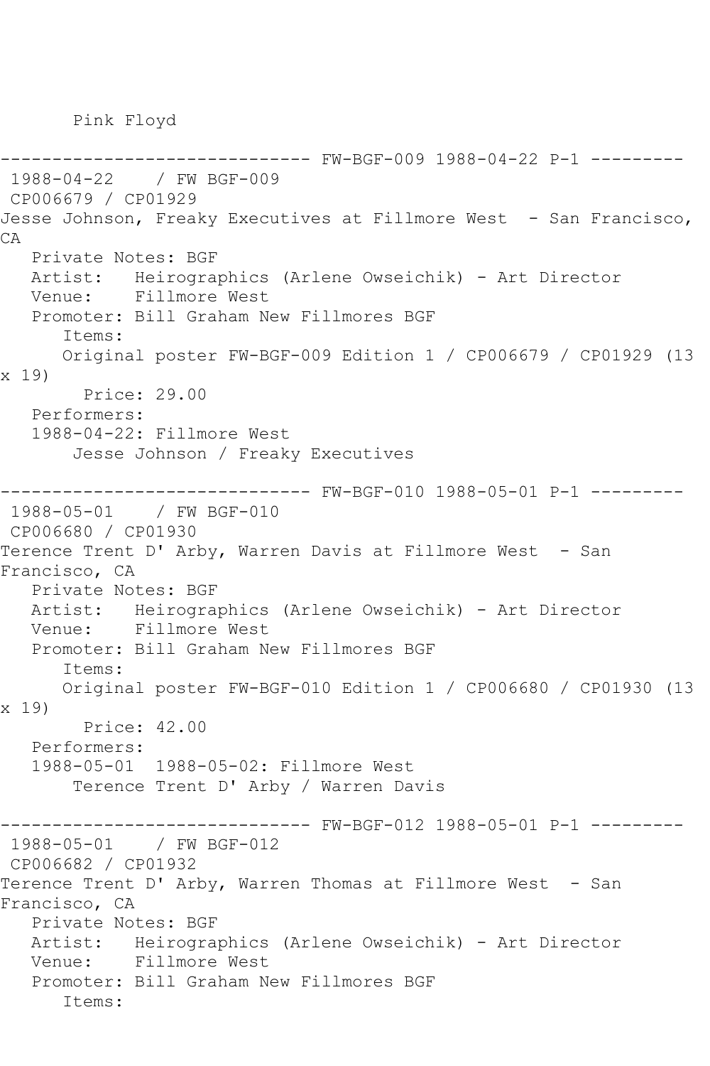Pink Floyd

------------------------------ FW-BGF-009 1988-04-22 P-1 ---------

1988-04-22 / FW BGF-009

CP006679 / CP01929

Jesse Johnson, Freaky Executives at Fillmore West - San Francisco, CA

Private Notes: BGF

Artist: Heirographics (Arlene Owseichik) - Art Director

Venue: Fillmore West

Promoter: Bill Graham New Fillmores BGF

Items:

Original poster FW-BGF-009 Edition 1 / CP006679 / CP01929 (13 x 19)

Price: 29.00

Performers:

1988-04-22: Fillmore West

Jesse Johnson / Freaky Executives

------------------------------ FW-BGF-010 1988-05-01 P-1 ---------

1988-05-01 / FW BGF-010

CP006680 / CP01930

Terence Trent D' Arby, Warren Davis at Fillmore West - San Francisco, CA

Private Notes: BGF

Artist: Heirographics (Arlene Owseichik) - Art Director

Venue: Fillmore West

Promoter: Bill Graham New Fillmores BGF

Items:

Original poster FW-BGF-010 Edition 1 / CP006680 / CP01930 (13 x 19)

Price: 42.00

Performers:

1988-05-01 1988-05-02: Fillmore West

Terence Trent D' Arby / Warren Davis

------------------------------ FW-BGF-012 1988-05-01 P-1 ---------

1988-05-01 / FW BGF-012

CP006682 / CP01932

Terence Trent D' Arby, Warren Thomas at Fillmore West - San Francisco, CA

Private Notes: BGF

Artist: Heirographics (Arlene Owseichik) - Art Director

Venue: Fillmore West

Promoter: Bill Graham New Fillmores BGF

Items: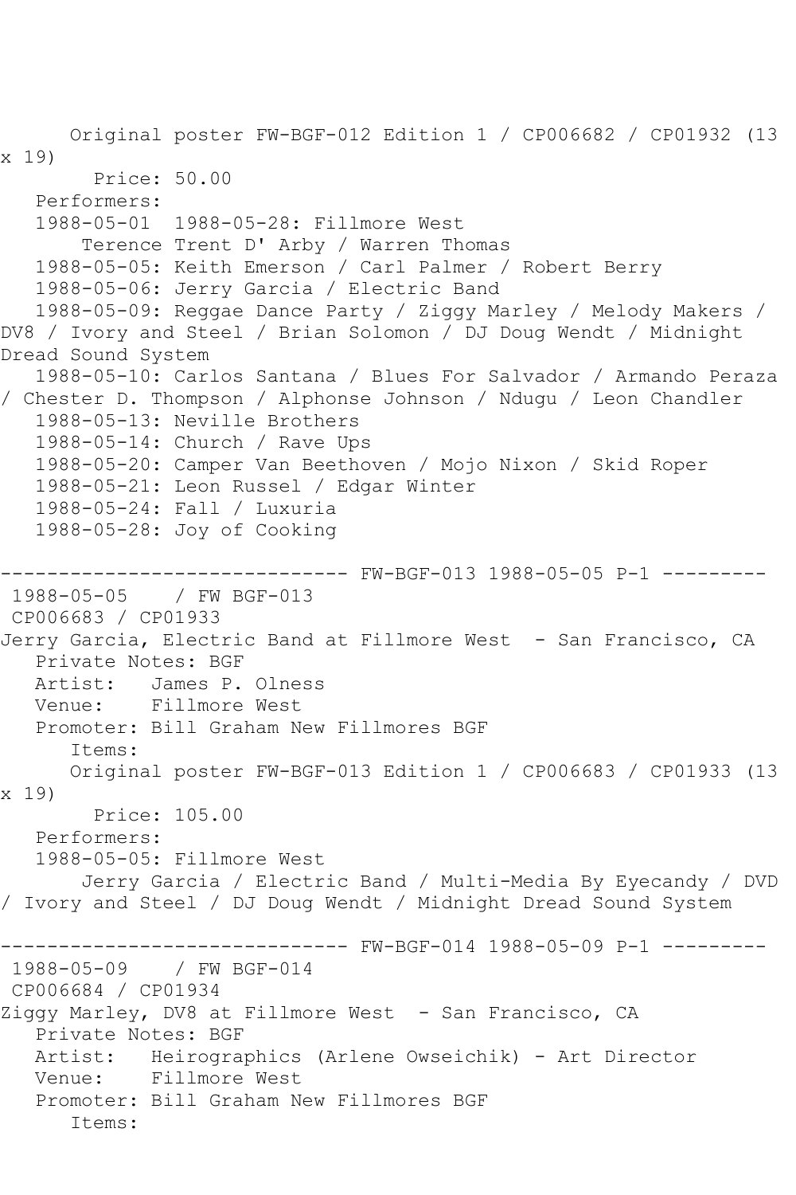Original poster FW-BGF-012 Edition 1 / CP006682 / CP01932 (13 x 19)

Price: 50.00

Performers:

1988-05-01 1988-05-28: Fillmore West

Terence Trent D' Arby / Warren Thomas

1988-05-05: Keith Emerson / Carl Palmer / Robert Berry

1988-05-06: Jerry Garcia / Electric Band

1988-05-09: Reggae Dance Party / Ziggy Marley / Melody Makers / DV8 / Ivory and Steel / Brian Solomon / DJ Doug Wendt / Midnight Dread Sound System

1988-05-10: Carlos Santana / Blues For Salvador / Armando Peraza / Chester D. Thompson / Alphonse Johnson / Ndugu / Leon Chandler

1988-05-13: Neville Brothers

1988-05-14: Church / Rave Ups

1988-05-20: Camper Van Beethoven / Mojo Nixon / Skid Roper

1988-05-21: Leon Russel / Edgar Winter

1988-05-24: Fall / Luxuria

1988-05-28: Joy of Cooking

------------------------------ FW-BGF-013 1988-05-05 P-1 ---------

1988-05-05 / FW BGF-013

CP006683 / CP01933

Jerry Garcia, Electric Band at Fillmore West - San Francisco, CA

Private Notes: BGF

Artist: James P. Olness

Venue: Fillmore West

Promoter: Bill Graham New Fillmores BGF

Items:

Original poster FW-BGF-013 Edition 1 / CP006683 / CP01933 (13 x 19)

Price: 105.00

Performers:

1988-05-05: Fillmore West

Jerry Garcia / Electric Band / Multi-Media By Eyecandy / DVD / Ivory and Steel / DJ Doug Wendt / Midnight Dread Sound System

------------------------------ FW-BGF-014 1988-05-09 P-1 ---------

1988-05-09 / FW BGF-014

CP006684 / CP01934

Ziggy Marley, DV8 at Fillmore West - San Francisco, CA

Private Notes: BGF

Artist: Heirographics (Arlene Owseichik) - Art Director

Venue: Fillmore West

Promoter: Bill Graham New Fillmores BGF

Items: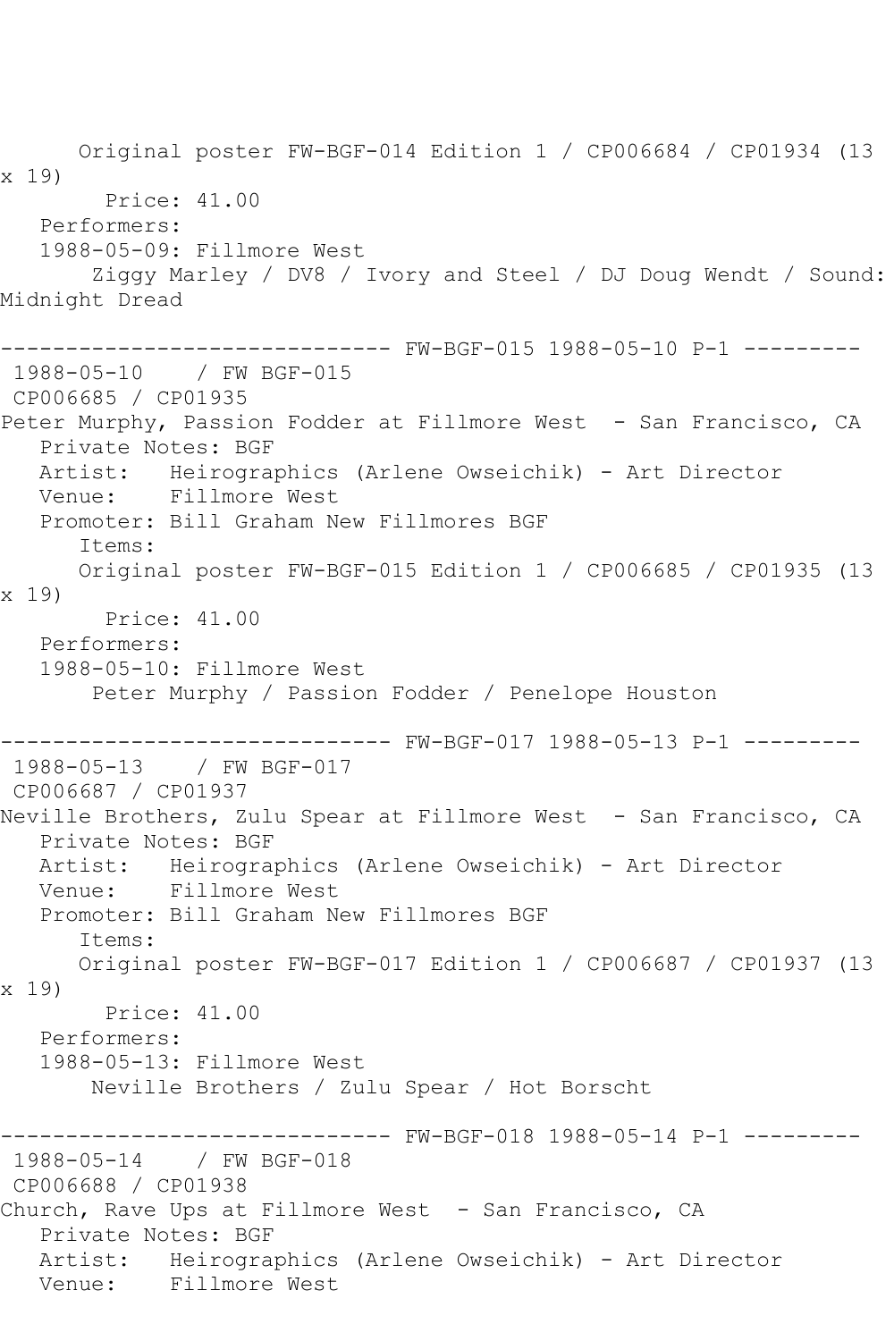Original poster FW-BGF-014 Edition 1 / CP006684 / CP01934 (13 x 19)
Price: 41.00
Performers:
1988-05-09: Fillmore West
Ziggy Marley / DV8 / Ivory and Steel / DJ Doug Wendt / Sound: Midnight Dread

------------------------------ FW-BGF-015 1988-05-10 P-1 ---------
1988-05-10 / FW BGF-015
CP006685 / CP01935
Peter Murphy, Passion Fodder at Fillmore West - San Francisco, CA
Private Notes: BGF
Artist: Heirographics (Arlene Owseichik) - Art Director
Venue: Fillmore West
Promoter: Bill Graham New Fillmores BGF
Items:
Original poster FW-BGF-015 Edition 1 / CP006685 / CP01935 (13 x 19)
Price: 41.00
Performers:
1988-05-10: Fillmore West
Peter Murphy / Passion Fodder / Penelope Houston

------------------------------ FW-BGF-017 1988-05-13 P-1 ---------
1988-05-13 / FW BGF-017
CP006687 / CP01937
Neville Brothers, Zulu Spear at Fillmore West - San Francisco, CA
Private Notes: BGF
Artist: Heirographics (Arlene Owseichik) - Art Director
Venue: Fillmore West
Promoter: Bill Graham New Fillmores BGF
Items:
Original poster FW-BGF-017 Edition 1 / CP006687 / CP01937 (13 x 19)
Price: 41.00
Performers:
1988-05-13: Fillmore West
Neville Brothers / Zulu Spear / Hot Borscht

------------------------------ FW-BGF-018 1988-05-14 P-1 ---------
1988-05-14 / FW BGF-018
CP006688 / CP01938
Church, Rave Ups at Fillmore West - San Francisco, CA
Private Notes: BGF
Artist: Heirographics (Arlene Owseichik) - Art Director
Venue: Fillmore West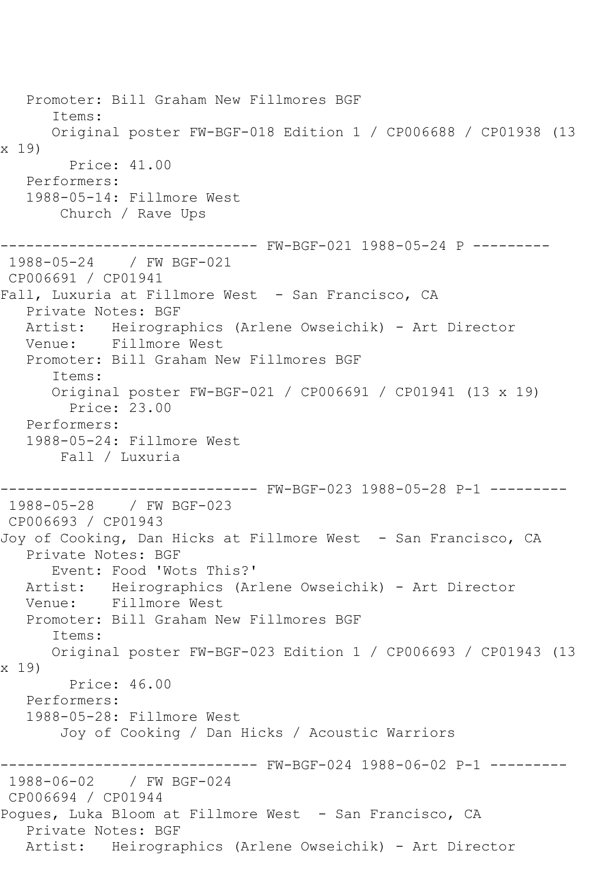```
   Promoter: Bill Graham New Fillmores BGF
      Items:
      Original poster FW-BGF-018 Edition 1 / CP006688 / CP01938 (13 
x 19)
        Price: 41.00
   Performers:
   1988-05-14: Fillmore West
       Church / Rave Ups

------------------------------ FW-BGF-021 1988-05-24 P ---------
 1988-05-24    / FW BGF-021
 CP006691 / CP01941
Fall, Luxuria at Fillmore West  - San Francisco, CA
   Private Notes: BGF
   Artist:   Heirographics (Arlene Owseichik) - Art Director
   Venue:    Fillmore West
   Promoter: Bill Graham New Fillmores BGF
      Items:
      Original poster FW-BGF-021 / CP006691 / CP01941 (13 x 19)
        Price: 23.00
   Performers:
   1988-05-24: Fillmore West
       Fall / Luxuria

------------------------------ FW-BGF-023 1988-05-28 P-1 ---------
 1988-05-28    / FW BGF-023
 CP006693 / CP01943
Joy of Cooking, Dan Hicks at Fillmore West  - San Francisco, CA
   Private Notes: BGF
      Event: Food 'Wots This?'
   Artist:   Heirographics (Arlene Owseichik) - Art Director
   Venue:    Fillmore West
   Promoter: Bill Graham New Fillmores BGF
      Items:
      Original poster FW-BGF-023 Edition 1 / CP006693 / CP01943 (13 
x 19)
        Price: 46.00
   Performers:
   1988-05-28: Fillmore West
       Joy of Cooking / Dan Hicks / Acoustic Warriors

------------------------------ FW-BGF-024 1988-06-02 P-1 ---------
 1988-06-02    / FW BGF-024
 CP006694 / CP01944
Pogues, Luka Bloom at Fillmore West  - San Francisco, CA
   Private Notes: BGF
   Artist:   Heirographics (Arlene Owseichik) - Art Director
```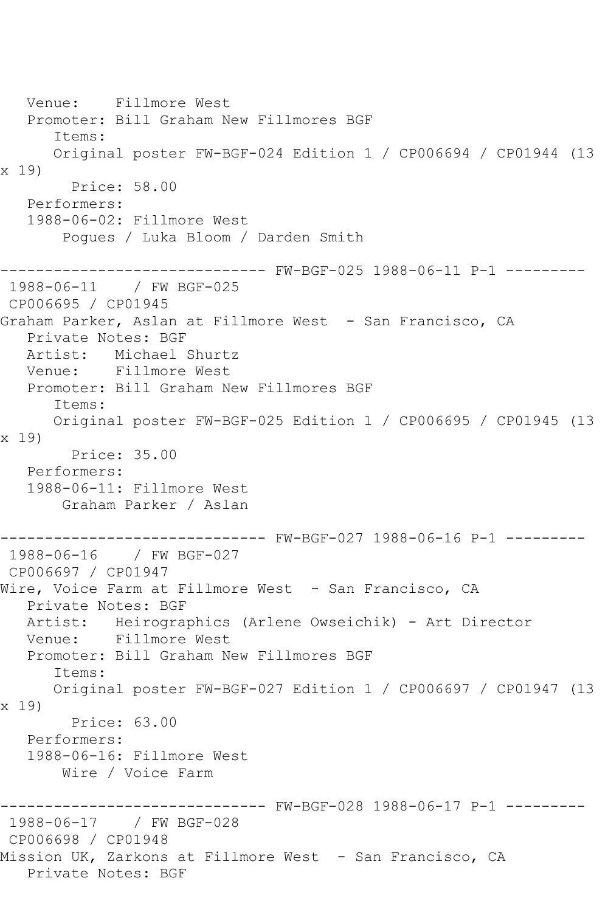Venue: Fillmore West
Promoter: Bill Graham New Fillmores BGF
Items:
Original poster FW-BGF-024 Edition 1 / CP006694 / CP01944 (13 x 19)
Price: 58.00
Performers:
1988-06-02: Fillmore West
Pogues / Luka Bloom / Darden Smith

------------------------------ FW-BGF-025 1988-06-11 P-1 ---------

1988-06-11 / FW BGF-025
CP006695 / CP01945
Graham Parker, Aslan at Fillmore West - San Francisco, CA
Private Notes: BGF
Artist: Michael Shurtz
Venue: Fillmore West
Promoter: Bill Graham New Fillmores BGF
Items:
Original poster FW-BGF-025 Edition 1 / CP006695 / CP01945 (13 x 19)
Price: 35.00
Performers:
1988-06-11: Fillmore West
Graham Parker / Aslan

------------------------------ FW-BGF-027 1988-06-16 P-1 ---------

1988-06-16 / FW BGF-027
CP006697 / CP01947
Wire, Voice Farm at Fillmore West - San Francisco, CA
Private Notes: BGF
Artist: Heirographics (Arlene Owseichik) - Art Director
Venue: Fillmore West
Promoter: Bill Graham New Fillmores BGF
Items:
Original poster FW-BGF-027 Edition 1 / CP006697 / CP01947 (13 x 19)
Price: 63.00
Performers:
1988-06-16: Fillmore West
Wire / Voice Farm

------------------------------ FW-BGF-028 1988-06-17 P-1 ---------

1988-06-17 / FW BGF-028
CP006698 / CP01948
Mission UK, Zarkons at Fillmore West - San Francisco, CA
Private Notes: BGF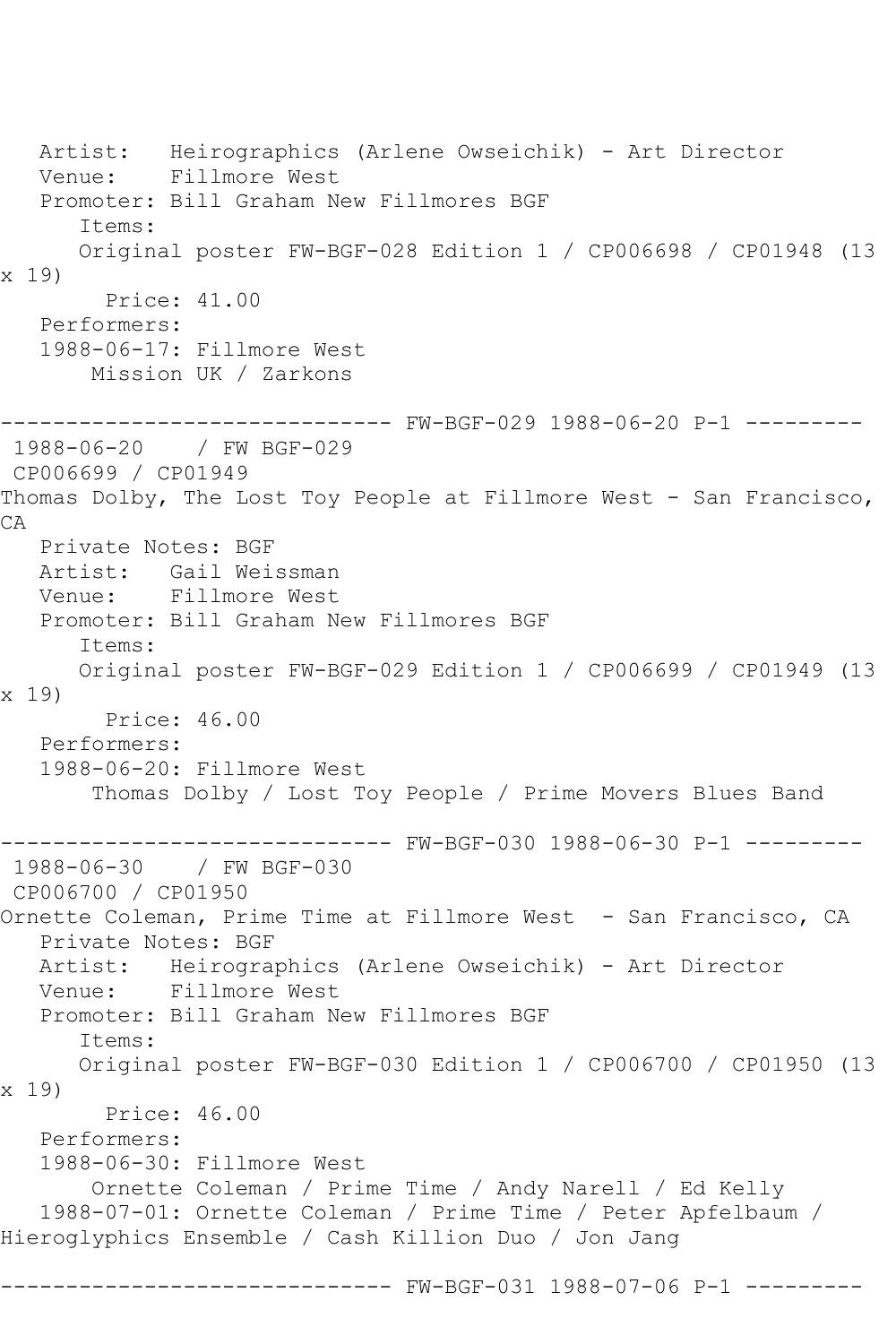Artist:   Heirographics (Arlene Owseichik) - Art Director
Venue:    Fillmore West
Promoter: Bill Graham New Fillmores BGF
Items:
Original poster FW-BGF-028 Edition 1 / CP006698 / CP01948 (13 x 19)
Price: 41.00
Performers:
1988-06-17: Fillmore West
Mission UK / Zarkons

------------------------------ FW-BGF-029 1988-06-20 P-1 ---------

1988-06-20    / FW BGF-029
CP006699 / CP01949
Thomas Dolby, The Lost Toy People at Fillmore West - San Francisco, CA
Private Notes: BGF
Artist:   Gail Weissman
Venue:    Fillmore West
Promoter: Bill Graham New Fillmores BGF
Items:
Original poster FW-BGF-029 Edition 1 / CP006699 / CP01949 (13 x 19)
Price: 46.00
Performers:
1988-06-20: Fillmore West
Thomas Dolby / Lost Toy People / Prime Movers Blues Band

------------------------------ FW-BGF-030 1988-06-30 P-1 ---------

1988-06-30    / FW BGF-030
CP006700 / CP01950
Ornette Coleman, Prime Time at Fillmore West  - San Francisco, CA
Private Notes: BGF
Artist:   Heirographics (Arlene Owseichik) - Art Director
Venue:    Fillmore West
Promoter: Bill Graham New Fillmores BGF
Items:
Original poster FW-BGF-030 Edition 1 / CP006700 / CP01950 (13 x 19)
Price: 46.00
Performers:
1988-06-30: Fillmore West
Ornette Coleman / Prime Time / Andy Narell / Ed Kelly
1988-07-01: Ornette Coleman / Prime Time / Peter Apfelbaum / Hieroglyphics Ensemble / Cash Killion Duo / Jon Jang

------------------------------ FW-BGF-031 1988-07-06 P-1 ---------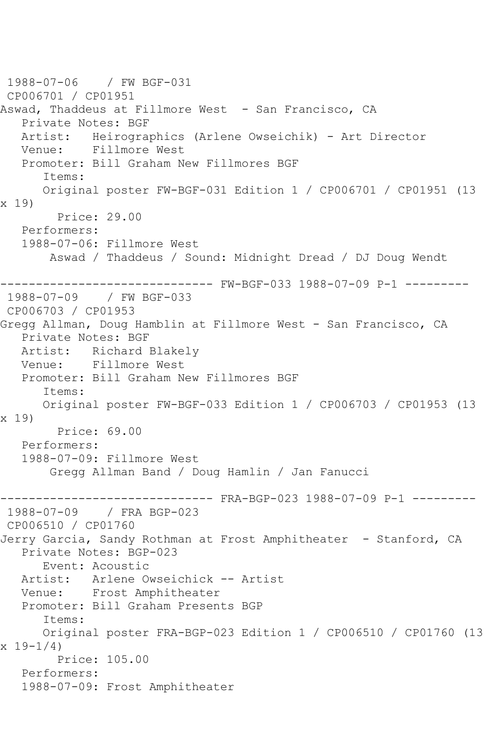1988-07-06 / FW BGF-031
CP006701 / CP01951
Aswad, Thaddeus at Fillmore West - San Francisco, CA
Private Notes: BGF
Artist: Heirographics (Arlene Owseichik) - Art Director
Venue: Fillmore West
Promoter: Bill Graham New Fillmores BGF
Items:
Original poster FW-BGF-031 Edition 1 / CP006701 / CP01951 (13 x 19)
Price: 29.00
Performers:
1988-07-06: Fillmore West
Aswad / Thaddeus / Sound: Midnight Dread / DJ Doug Wendt

------------------------------ FW-BGF-033 1988-07-09 P-1 ---------

1988-07-09 / FW BGF-033
CP006703 / CP01953
Gregg Allman, Doug Hamblin at Fillmore West - San Francisco, CA
Private Notes: BGF
Artist: Richard Blakely
Venue: Fillmore West
Promoter: Bill Graham New Fillmores BGF
Items:
Original poster FW-BGF-033 Edition 1 / CP006703 / CP01953 (13 x 19)
Price: 69.00
Performers:
1988-07-09: Fillmore West
Gregg Allman Band / Doug Hamlin / Jan Fanucci

------------------------------ FRA-BGP-023 1988-07-09 P-1 ---------

1988-07-09 / FRA BGP-023
CP006510 / CP01760
Jerry Garcia, Sandy Rothman at Frost Amphitheater - Stanford, CA
Private Notes: BGP-023
Event: Acoustic
Artist: Arlene Owseichick -- Artist
Venue: Frost Amphitheater
Promoter: Bill Graham Presents BGP
Items:
Original poster FRA-BGP-023 Edition 1 / CP006510 / CP01760 (13 x 19-1/4)
Price: 105.00
Performers:
1988-07-09: Frost Amphitheater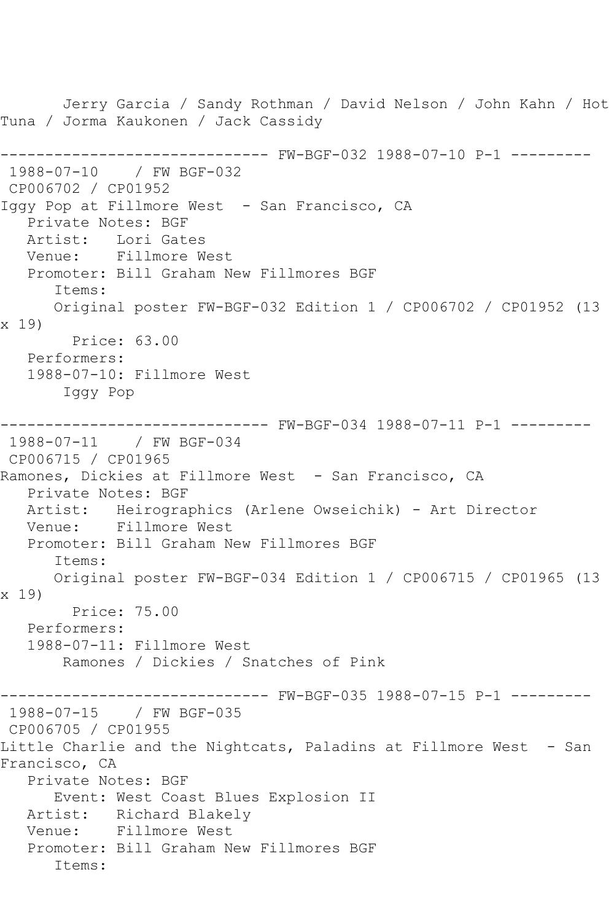Jerry Garcia / Sandy Rothman / David Nelson / John Kahn / Hot Tuna / Jorma Kaukonen / Jack Cassidy

------------------------------ FW-BGF-032 1988-07-10 P-1 ---------

1988-07-10 / FW BGF-032
CP006702 / CP01952
Iggy Pop at Fillmore West - San Francisco, CA
Private Notes: BGF
Artist: Lori Gates
Venue: Fillmore West
Promoter: Bill Graham New Fillmores BGF
Items:
Original poster FW-BGF-032 Edition 1 / CP006702 / CP01952 (13 x 19)
Price: 63.00
Performers:
1988-07-10: Fillmore West
Iggy Pop

------------------------------ FW-BGF-034 1988-07-11 P-1 ---------

1988-07-11 / FW BGF-034
CP006715 / CP01965
Ramones, Dickies at Fillmore West - San Francisco, CA
Private Notes: BGF
Artist: Heirographics (Arlene Owseichik) - Art Director
Venue: Fillmore West
Promoter: Bill Graham New Fillmores BGF
Items:
Original poster FW-BGF-034 Edition 1 / CP006715 / CP01965 (13 x 19)
Price: 75.00
Performers:
1988-07-11: Fillmore West
Ramones / Dickies / Snatches of Pink

------------------------------ FW-BGF-035 1988-07-15 P-1 ---------

1988-07-15 / FW BGF-035
CP006705 / CP01955
Little Charlie and the Nightcats, Paladins at Fillmore West - San Francisco, CA
Private Notes: BGF
Event: West Coast Blues Explosion II
Artist: Richard Blakely
Venue: Fillmore West
Promoter: Bill Graham New Fillmores BGF
Items: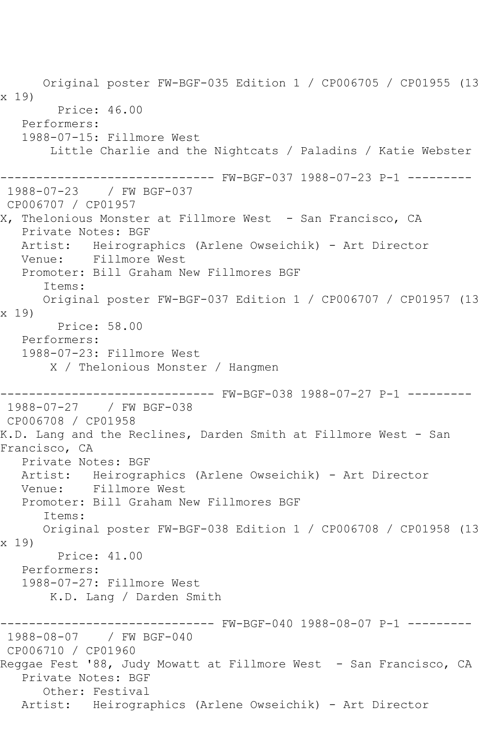Original poster FW-BGF-035 Edition 1 / CP006705 / CP01955 (13 x 19)
Price: 46.00
Performers:
1988-07-15: Fillmore West
Little Charlie and the Nightcats / Paladins / Katie Webster

------------------------------ FW-BGF-037 1988-07-23 P-1 ---------
1988-07-23 / FW BGF-037
CP006707 / CP01957
X, Thelonious Monster at Fillmore West - San Francisco, CA
Private Notes: BGF
Artist: Heirographics (Arlene Owseichik) - Art Director
Venue: Fillmore West
Promoter: Bill Graham New Fillmores BGF
Items:
Original poster FW-BGF-037 Edition 1 / CP006707 / CP01957 (13 x 19)
Price: 58.00
Performers:
1988-07-23: Fillmore West
X / Thelonious Monster / Hangmen

------------------------------ FW-BGF-038 1988-07-27 P-1 ---------
1988-07-27 / FW BGF-038
CP006708 / CP01958
K.D. Lang and the Reclines, Darden Smith at Fillmore West - San Francisco, CA
Private Notes: BGF
Artist: Heirographics (Arlene Owseichik) - Art Director
Venue: Fillmore West
Promoter: Bill Graham New Fillmores BGF
Items:
Original poster FW-BGF-038 Edition 1 / CP006708 / CP01958 (13 x 19)
Price: 41.00
Performers:
1988-07-27: Fillmore West
K.D. Lang / Darden Smith

------------------------------ FW-BGF-040 1988-08-07 P-1 ---------
1988-08-07 / FW BGF-040
CP006710 / CP01960
Reggae Fest '88, Judy Mowatt at Fillmore West - San Francisco, CA
Private Notes: BGF
Other: Festival
Artist: Heirographics (Arlene Owseichik) - Art Director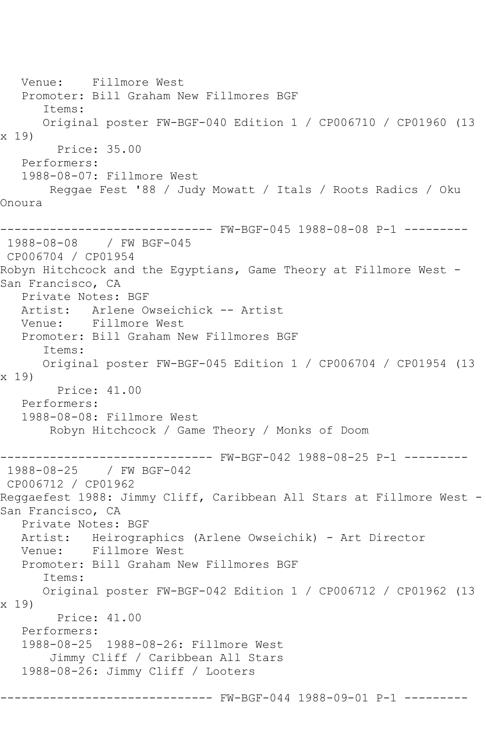Venue: Fillmore West
Promoter: Bill Graham New Fillmores BGF
Items:
Original poster FW-BGF-040 Edition 1 / CP006710 / CP01960 (13 x 19)
Price: 35.00
Performers:
1988-08-07: Fillmore West
Reggae Fest '88 / Judy Mowatt / Itals / Roots Radics / Oku Onoura

------------------------------ FW-BGF-045 1988-08-08 P-1 ---------

1988-08-08 / FW BGF-045
CP006704 / CP01954
Robyn Hitchcock and the Egyptians, Game Theory at Fillmore West - San Francisco, CA
Private Notes: BGF
Artist: Arlene Owseichick -- Artist
Venue: Fillmore West
Promoter: Bill Graham New Fillmores BGF
Items:
Original poster FW-BGF-045 Edition 1 / CP006704 / CP01954 (13 x 19)
Price: 41.00
Performers:
1988-08-08: Fillmore West
Robyn Hitchcock / Game Theory / Monks of Doom

------------------------------ FW-BGF-042 1988-08-25 P-1 ---------

1988-08-25 / FW BGF-042
CP006712 / CP01962
Reggaefest 1988: Jimmy Cliff, Caribbean All Stars at Fillmore West - San Francisco, CA
Private Notes: BGF
Artist: Heirographics (Arlene Owseichik) - Art Director
Venue: Fillmore West
Promoter: Bill Graham New Fillmores BGF
Items:
Original poster FW-BGF-042 Edition 1 / CP006712 / CP01962 (13 x 19)
Price: 41.00
Performers:
1988-08-25 1988-08-26: Fillmore West
Jimmy Cliff / Caribbean All Stars
1988-08-26: Jimmy Cliff / Looters

------------------------------ FW-BGF-044 1988-09-01 P-1 ---------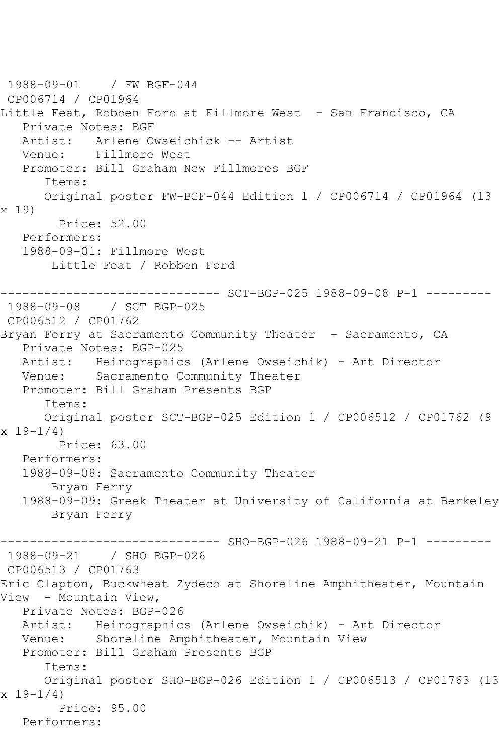1988-09-01 / FW BGF-044
CP006714 / CP01964
Little Feat, Robben Ford at Fillmore West - San Francisco, CA
Private Notes: BGF
Artist: Arlene Owseichick -- Artist
Venue: Fillmore West
Promoter: Bill Graham New Fillmores BGF
Items:
Original poster FW-BGF-044 Edition 1 / CP006714 / CP01964 (13 x 19)
Price: 52.00
Performers:
1988-09-01: Fillmore West
Little Feat / Robben Ford

------------------------------ SCT-BGP-025 1988-09-08 P-1 ---------

1988-09-08 / SCT BGP-025
CP006512 / CP01762
Bryan Ferry at Sacramento Community Theater - Sacramento, CA
Private Notes: BGP-025
Artist: Heirographics (Arlene Owseichik) - Art Director
Venue: Sacramento Community Theater
Promoter: Bill Graham Presents BGP
Items:
Original poster SCT-BGP-025 Edition 1 / CP006512 / CP01762 (9 x 19-1/4)
Price: 63.00
Performers:
1988-09-08: Sacramento Community Theater
Bryan Ferry
1988-09-09: Greek Theater at University of California at Berkeley
Bryan Ferry

------------------------------ SHO-BGP-026 1988-09-21 P-1 ---------

1988-09-21 / SHO BGP-026
CP006513 / CP01763
Eric Clapton, Buckwheat Zydeco at Shoreline Amphitheater, Mountain View - Mountain View,
Private Notes: BGP-026
Artist: Heirographics (Arlene Owseichik) - Art Director
Venue: Shoreline Amphitheater, Mountain View
Promoter: Bill Graham Presents BGP
Items:
Original poster SHO-BGP-026 Edition 1 / CP006513 / CP01763 (13 x 19-1/4)
Price: 95.00
Performers: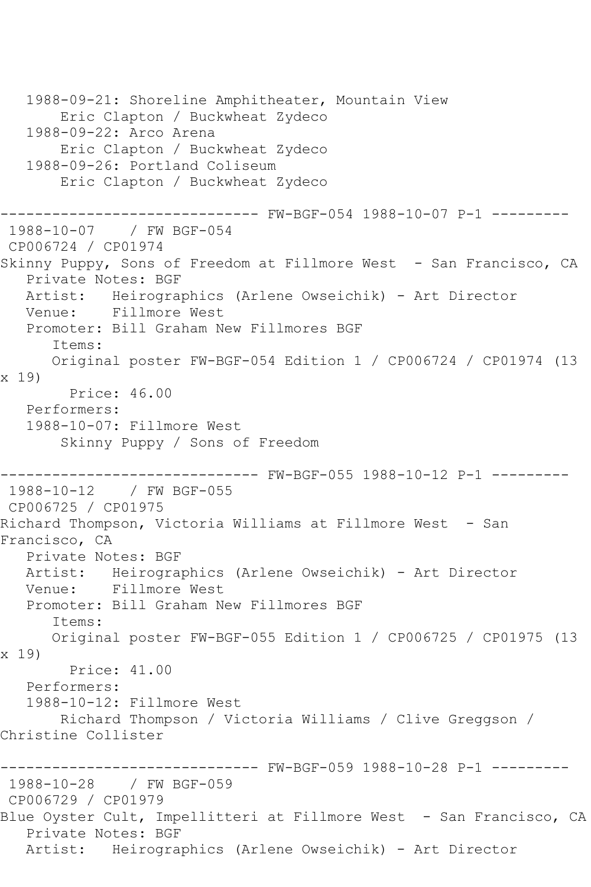```
   1988-09-21: Shoreline Amphitheater, Mountain View
       Eric Clapton / Buckwheat Zydeco
   1988-09-22: Arco Arena
       Eric Clapton / Buckwheat Zydeco
   1988-09-26: Portland Coliseum
       Eric Clapton / Buckwheat Zydeco

------------------------------ FW-BGF-054 1988-10-07 P-1 ---------
 1988-10-07    / FW BGF-054
 CP006724 / CP01974
Skinny Puppy, Sons of Freedom at Fillmore West  - San Francisco, CA
   Private Notes: BGF
   Artist:   Heirographics (Arlene Owseichik) - Art Director
   Venue:    Fillmore West
   Promoter: Bill Graham New Fillmores BGF
      Items:
      Original poster FW-BGF-054 Edition 1 / CP006724 / CP01974 (13 
x 19)
        Price: 46.00
   Performers:
   1988-10-07: Fillmore West
       Skinny Puppy / Sons of Freedom

------------------------------ FW-BGF-055 1988-10-12 P-1 ---------
 1988-10-12    / FW BGF-055
 CP006725 / CP01975
Richard Thompson, Victoria Williams at Fillmore West  - San 
Francisco, CA
   Private Notes: BGF
   Artist:   Heirographics (Arlene Owseichik) - Art Director
   Venue:    Fillmore West
   Promoter: Bill Graham New Fillmores BGF
      Items:
      Original poster FW-BGF-055 Edition 1 / CP006725 / CP01975 (13 
x 19)
        Price: 41.00
   Performers:
   1988-10-12: Fillmore West
       Richard Thompson / Victoria Williams / Clive Greggson / 
Christine Collister

------------------------------ FW-BGF-059 1988-10-28 P-1 ---------
 1988-10-28    / FW BGF-059
 CP006729 / CP01979
Blue Oyster Cult, Impellitteri at Fillmore West  - San Francisco, CA
   Private Notes: BGF
   Artist:   Heirographics (Arlene Owseichik) - Art Director
```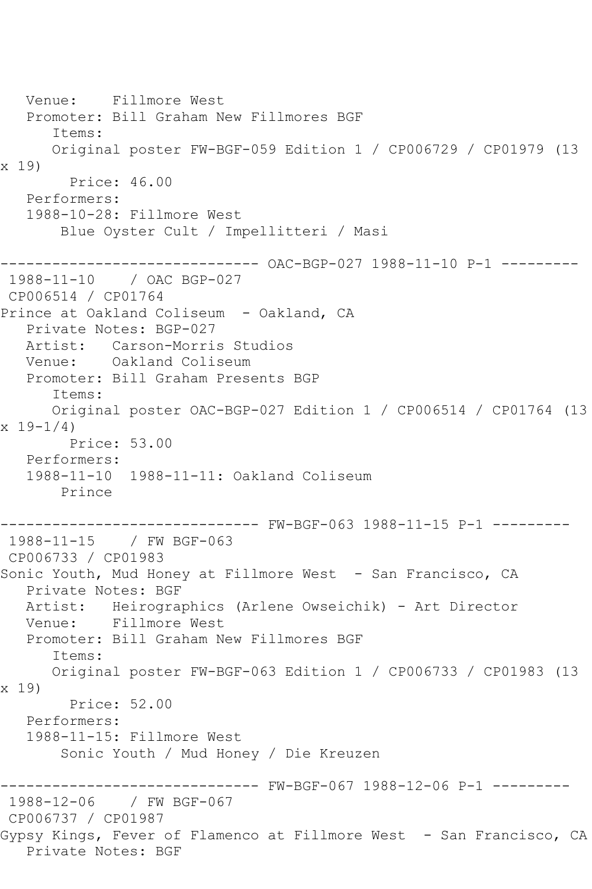```
   Venue:    Fillmore West
   Promoter: Bill Graham New Fillmores BGF
      Items:
      Original poster FW-BGF-059 Edition 1 / CP006729 / CP01979 (13 
x 19)
        Price: 46.00
   Performers:
   1988-10-28: Fillmore West
       Blue Oyster Cult / Impellitteri / Masi

------------------------------ OAC-BGP-027 1988-11-10 P-1 ---------
 1988-11-10    / OAC BGP-027
 CP006514 / CP01764
Prince at Oakland Coliseum  - Oakland, CA
   Private Notes: BGP-027
   Artist:   Carson-Morris Studios
   Venue:    Oakland Coliseum
   Promoter: Bill Graham Presents BGP
      Items:
      Original poster OAC-BGP-027 Edition 1 / CP006514 / CP01764 (13 
x 19-1/4)
        Price: 53.00
   Performers:
   1988-11-10  1988-11-11: Oakland Coliseum
       Prince

------------------------------ FW-BGF-063 1988-11-15 P-1 ---------
 1988-11-15    / FW BGF-063
 CP006733 / CP01983
Sonic Youth, Mud Honey at Fillmore West  - San Francisco, CA
   Private Notes: BGF
   Artist:   Heirographics (Arlene Owseichik) - Art Director
   Venue:    Fillmore West
   Promoter: Bill Graham New Fillmores BGF
      Items:
      Original poster FW-BGF-063 Edition 1 / CP006733 / CP01983 (13 
x 19)
        Price: 52.00
   Performers:
   1988-11-15: Fillmore West
       Sonic Youth / Mud Honey / Die Kreuzen

------------------------------ FW-BGF-067 1988-12-06 P-1 ---------
 1988-12-06    / FW BGF-067
 CP006737 / CP01987
Gypsy Kings, Fever of Flamenco at Fillmore West  - San Francisco, CA
   Private Notes: BGF
```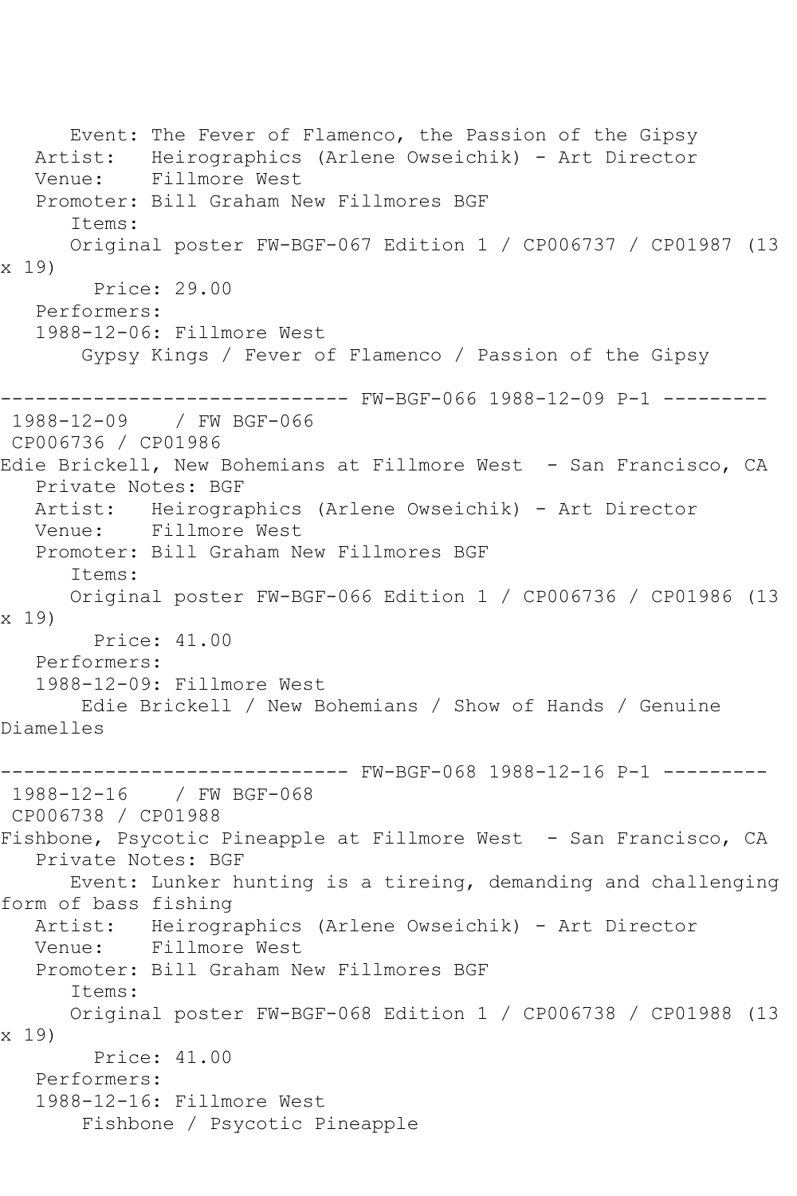Event: The Fever of Flamenco, the Passion of the Gipsy
Artist: Heirographics (Arlene Owseichik) - Art Director
Venue: Fillmore West
Promoter: Bill Graham New Fillmores BGF
Items:
Original poster FW-BGF-067 Edition 1 / CP006737 / CP01987 (13 x 19)
Price: 29.00
Performers:
1988-12-06: Fillmore West
Gypsy Kings / Fever of Flamenco / Passion of the Gipsy

------------------------------ FW-BGF-066 1988-12-09 P-1 ---------

1988-12-09 / FW BGF-066
CP006736 / CP01986
Edie Brickell, New Bohemians at Fillmore West - San Francisco, CA
Private Notes: BGF
Artist: Heirographics (Arlene Owseichik) - Art Director
Venue: Fillmore West
Promoter: Bill Graham New Fillmores BGF
Items:
Original poster FW-BGF-066 Edition 1 / CP006736 / CP01986 (13 x 19)
Price: 41.00
Performers:
1988-12-09: Fillmore West
Edie Brickell / New Bohemians / Show of Hands / Genuine Diamelles

------------------------------ FW-BGF-068 1988-12-16 P-1 ---------

1988-12-16 / FW BGF-068
CP006738 / CP01988
Fishbone, Psycotic Pineapple at Fillmore West - San Francisco, CA
Private Notes: BGF
Event: Lunker hunting is a tireing, demanding and challenging form of bass fishing
Artist: Heirographics (Arlene Owseichik) - Art Director
Venue: Fillmore West
Promoter: Bill Graham New Fillmores BGF
Items:
Original poster FW-BGF-068 Edition 1 / CP006738 / CP01988 (13 x 19)
Price: 41.00
Performers:
1988-12-16: Fillmore West
Fishbone / Psycotic Pineapple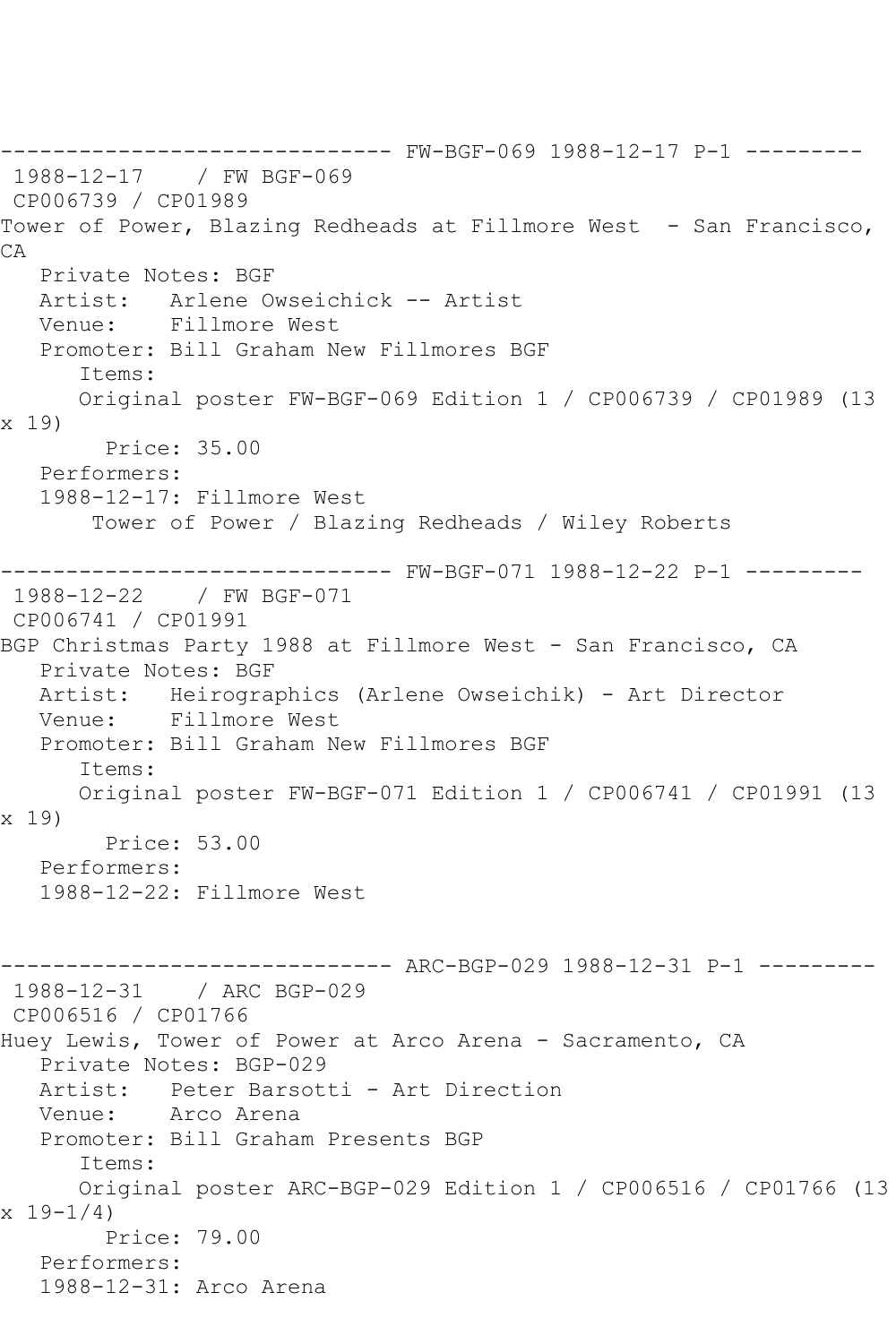------------------------------ FW-BGF-069 1988-12-17 P-1 ---------

1988-12-17 / FW BGF-069

CP006739 / CP01989

Tower of Power, Blazing Redheads at Fillmore West - San Francisco, CA

Private Notes: BGF

Artist: Arlene Owseichick -- Artist

Venue: Fillmore West

Promoter: Bill Graham New Fillmores BGF

Items:

Original poster FW-BGF-069 Edition 1 / CP006739 / CP01989 (13 x 19)

Price: 35.00

Performers:

1988-12-17: Fillmore West

Tower of Power / Blazing Redheads / Wiley Roberts

------------------------------ FW-BGF-071 1988-12-22 P-1 ---------

1988-12-22 / FW BGF-071

CP006741 / CP01991

BGP Christmas Party 1988 at Fillmore West - San Francisco, CA

Private Notes: BGF

Artist: Heirographics (Arlene Owseichik) - Art Director

Venue: Fillmore West

Promoter: Bill Graham New Fillmores BGF

Items:

Original poster FW-BGF-071 Edition 1 / CP006741 / CP01991 (13 x 19)

Price: 53.00

Performers:

1988-12-22: Fillmore West

------------------------------ ARC-BGP-029 1988-12-31 P-1 ---------

1988-12-31 / ARC BGP-029

CP006516 / CP01766

Huey Lewis, Tower of Power at Arco Arena - Sacramento, CA

Private Notes: BGP-029

Artist: Peter Barsotti - Art Direction

Venue: Arco Arena

Promoter: Bill Graham Presents BGP

Items:

Original poster ARC-BGP-029 Edition 1 / CP006516 / CP01766 (13 x 19-1/4)

Price: 79.00

Performers:

1988-12-31: Arco Arena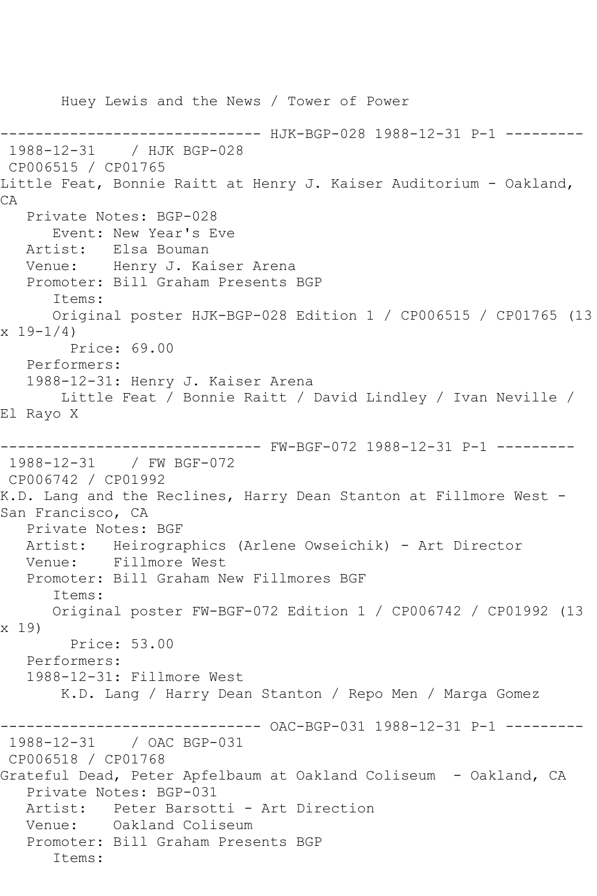Huey Lewis and the News / Tower of Power

------------------------------ HJK-BGP-028 1988-12-31 P-1 ---------

1988-12-31    / HJK BGP-028

CP006515 / CP01765

Little Feat, Bonnie Raitt at Henry J. Kaiser Auditorium - Oakland, CA

Private Notes: BGP-028

Event: New Year's Eve

Artist:   Elsa Bouman

Venue:    Henry J. Kaiser Arena

Promoter: Bill Graham Presents BGP

Items:

Original poster HJK-BGP-028 Edition 1 / CP006515 / CP01765 (13 x 19-1/4)

Price: 69.00

Performers:

1988-12-31: Henry J. Kaiser Arena

Little Feat / Bonnie Raitt / David Lindley / Ivan Neville / El Rayo X

------------------------------ FW-BGF-072 1988-12-31 P-1 ---------

1988-12-31    / FW BGF-072

CP006742 / CP01992

K.D. Lang and the Reclines, Harry Dean Stanton at Fillmore West - San Francisco, CA

Private Notes: BGF

Artist:   Heirographics (Arlene Owseichik) - Art Director

Venue:    Fillmore West

Promoter: Bill Graham New Fillmores BGF

Items:

Original poster FW-BGF-072 Edition 1 / CP006742 / CP01992 (13 x 19)

Price: 53.00

Performers:

1988-12-31: Fillmore West

K.D. Lang / Harry Dean Stanton / Repo Men / Marga Gomez

------------------------------ OAC-BGP-031 1988-12-31 P-1 ---------

1988-12-31    / OAC BGP-031

CP006518 / CP01768

Grateful Dead, Peter Apfelbaum at Oakland Coliseum  - Oakland, CA

Private Notes: BGP-031

Artist:   Peter Barsotti - Art Direction

Venue:    Oakland Coliseum

Promoter: Bill Graham Presents BGP

Items: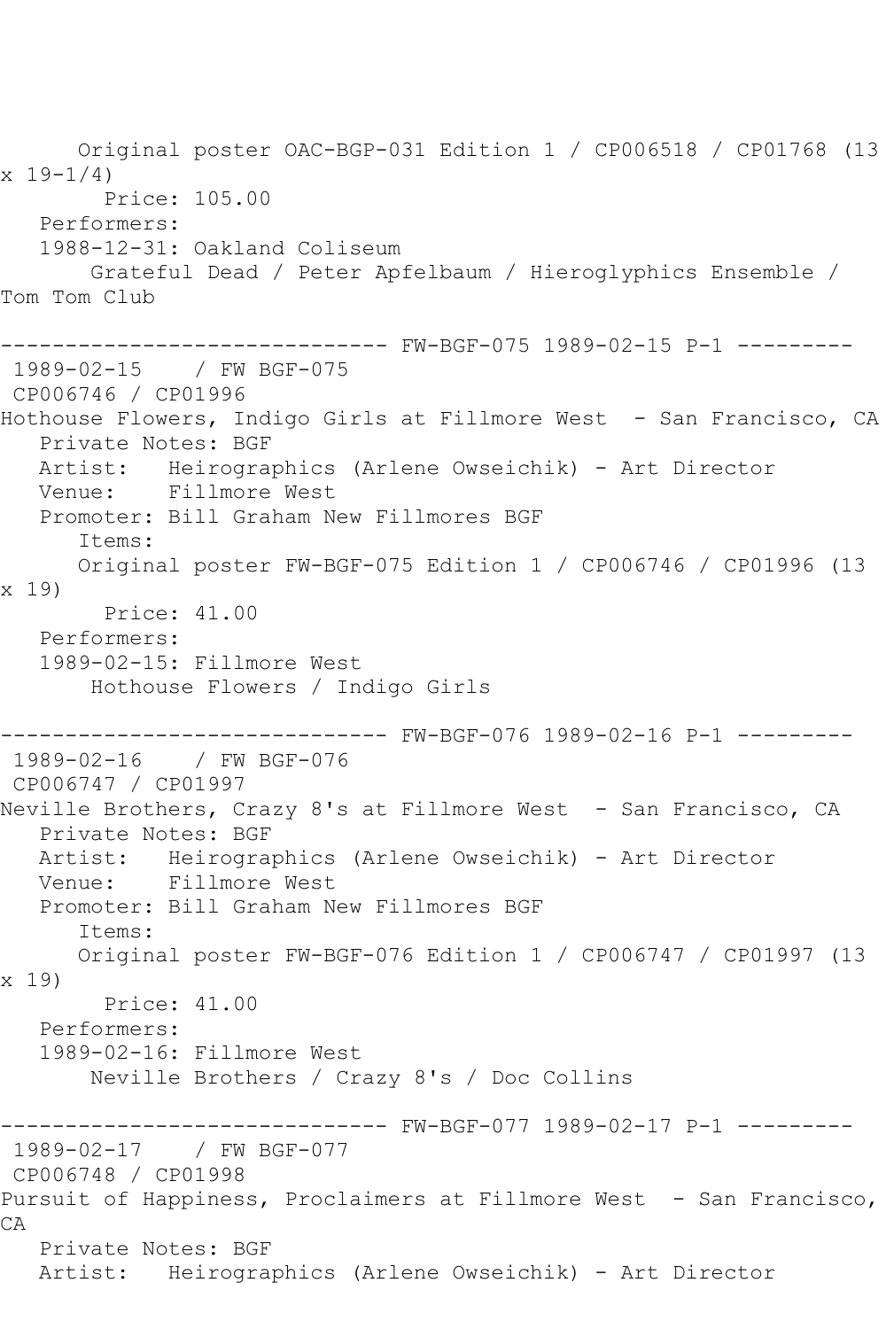Original poster OAC-BGP-031 Edition 1 / CP006518 / CP01768 (13 x 19-1/4)
Price: 105.00
Performers:
1988-12-31: Oakland Coliseum
Grateful Dead / Peter Apfelbaum / Hieroglyphics Ensemble / Tom Tom Club

------------------------------ FW-BGF-075 1989-02-15 P-1 ---------

1989-02-15 / FW BGF-075
CP006746 / CP01996
Hothouse Flowers, Indigo Girls at Fillmore West - San Francisco, CA
Private Notes: BGF
Artist: Heirographics (Arlene Owseichik) - Art Director
Venue: Fillmore West
Promoter: Bill Graham New Fillmores BGF
Items:
Original poster FW-BGF-075 Edition 1 / CP006746 / CP01996 (13 x 19)
Price: 41.00
Performers:
1989-02-15: Fillmore West
Hothouse Flowers / Indigo Girls

------------------------------ FW-BGF-076 1989-02-16 P-1 ---------

1989-02-16 / FW BGF-076
CP006747 / CP01997
Neville Brothers, Crazy 8's at Fillmore West - San Francisco, CA
Private Notes: BGF
Artist: Heirographics (Arlene Owseichik) - Art Director
Venue: Fillmore West
Promoter: Bill Graham New Fillmores BGF
Items:
Original poster FW-BGF-076 Edition 1 / CP006747 / CP01997 (13 x 19)
Price: 41.00
Performers:
1989-02-16: Fillmore West
Neville Brothers / Crazy 8's / Doc Collins

------------------------------ FW-BGF-077 1989-02-17 P-1 ---------

1989-02-17 / FW BGF-077
CP006748 / CP01998
Pursuit of Happiness, Proclaimers at Fillmore West - San Francisco, CA
Private Notes: BGF
Artist: Heirographics (Arlene Owseichik) - Art Director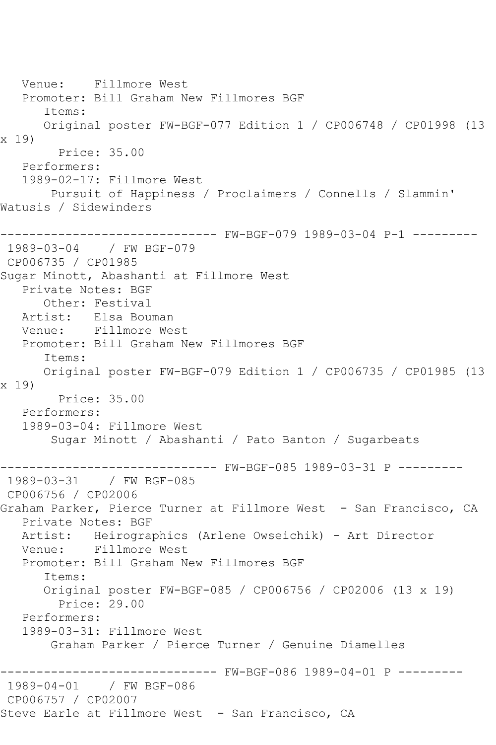```
   Venue:    Fillmore West
   Promoter: Bill Graham New Fillmores BGF
      Items:
      Original poster FW-BGF-077 Edition 1 / CP006748 / CP01998 (13
x 19)
        Price: 35.00
   Performers:
   1989-02-17: Fillmore West
       Pursuit of Happiness / Proclaimers / Connells / Slammin'
Watusis / Sidewinders

------------------------------ FW-BGF-079 1989-03-04 P-1 ---------
 1989-03-04    / FW BGF-079
 CP006735 / CP01985
Sugar Minott, Abashanti at Fillmore West
   Private Notes: BGF
      Other: Festival
   Artist:   Elsa Bouman
   Venue:    Fillmore West
   Promoter: Bill Graham New Fillmores BGF
      Items:
      Original poster FW-BGF-079 Edition 1 / CP006735 / CP01985 (13
x 19)
        Price: 35.00
   Performers:
   1989-03-04: Fillmore West
       Sugar Minott / Abashanti / Pato Banton / Sugarbeats

------------------------------ FW-BGF-085 1989-03-31 P ---------
 1989-03-31    / FW BGF-085
 CP006756 / CP02006
Graham Parker, Pierce Turner at Fillmore West  - San Francisco, CA
   Private Notes: BGF
   Artist:   Heirographics (Arlene Owseichik) - Art Director
   Venue:    Fillmore West
   Promoter: Bill Graham New Fillmores BGF
      Items:
      Original poster FW-BGF-085 / CP006756 / CP02006 (13 x 19)
        Price: 29.00
   Performers:
   1989-03-31: Fillmore West
       Graham Parker / Pierce Turner / Genuine Diamelles

------------------------------ FW-BGF-086 1989-04-01 P ---------
 1989-04-01    / FW BGF-086
 CP006757 / CP02007
Steve Earle at Fillmore West  - San Francisco, CA
```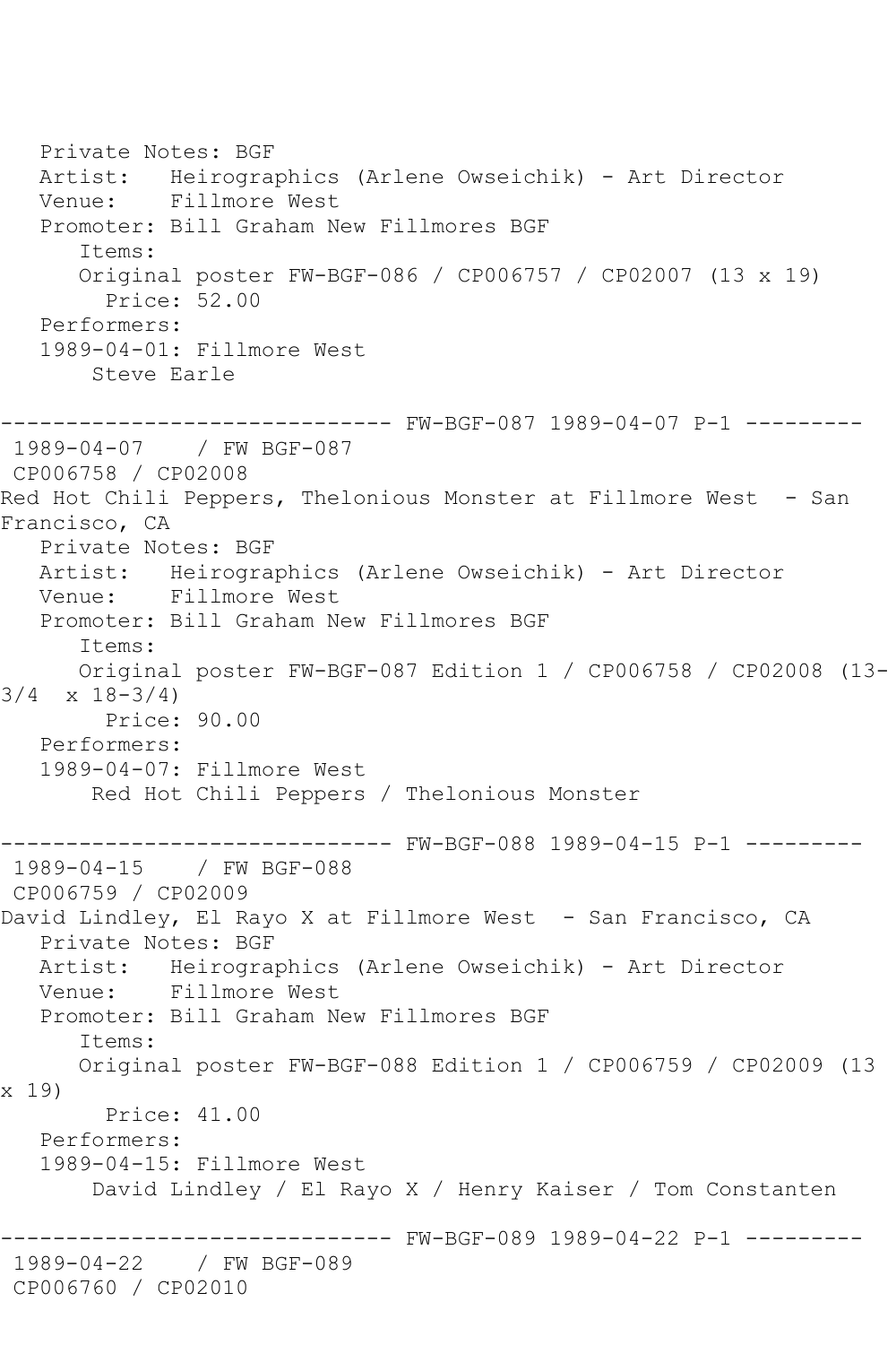```
   Private Notes: BGF
   Artist:   Heirographics (Arlene Owseichik) - Art Director
   Venue:    Fillmore West
   Promoter: Bill Graham New Fillmores BGF
      Items:
      Original poster FW-BGF-086 / CP006757 / CP02007 (13 x 19)
        Price: 52.00
   Performers:
   1989-04-01: Fillmore West
       Steve Earle

------------------------------ FW-BGF-087 1989-04-07 P-1 ---------
 1989-04-07    / FW BGF-087
 CP006758 / CP02008
Red Hot Chili Peppers, Thelonious Monster at Fillmore West  - San
Francisco, CA
   Private Notes: BGF
   Artist:   Heirographics (Arlene Owseichik) - Art Director
   Venue:    Fillmore West
   Promoter: Bill Graham New Fillmores BGF
      Items:
      Original poster FW-BGF-087 Edition 1 / CP006758 / CP02008 (13-
3/4  x 18-3/4)
        Price: 90.00
   Performers:
   1989-04-07: Fillmore West
       Red Hot Chili Peppers / Thelonious Monster

------------------------------ FW-BGF-088 1989-04-15 P-1 ---------
 1989-04-15    / FW BGF-088
 CP006759 / CP02009
David Lindley, El Rayo X at Fillmore West  - San Francisco, CA
   Private Notes: BGF
   Artist:   Heirographics (Arlene Owseichik) - Art Director
   Venue:    Fillmore West
   Promoter: Bill Graham New Fillmores BGF
      Items:
      Original poster FW-BGF-088 Edition 1 / CP006759 / CP02009 (13
x 19)
        Price: 41.00
   Performers:
   1989-04-15: Fillmore West
       David Lindley / El Rayo X / Henry Kaiser / Tom Constanten

------------------------------ FW-BGF-089 1989-04-22 P-1 ---------
 1989-04-22    / FW BGF-089
 CP006760 / CP02010
```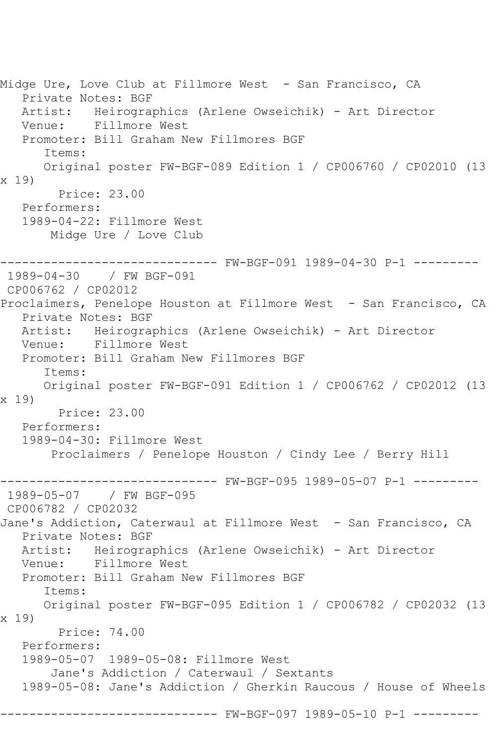Midge Ure, Love Club at Fillmore West - San Francisco, CA
   Private Notes: BGF
   Artist:   Heirographics (Arlene Owseichik) - Art Director
   Venue:    Fillmore West
   Promoter: Bill Graham New Fillmores BGF
      Items:
      Original poster FW-BGF-089 Edition 1 / CP006760 / CP02010 (13 x 19)
        Price: 23.00
   Performers:
   1989-04-22: Fillmore West
       Midge Ure / Love Club

------------------------------ FW-BGF-091 1989-04-30 P-1 ---------
1989-04-30    / FW BGF-091
CP006762 / CP02012
Proclaimers, Penelope Houston at Fillmore West - San Francisco, CA
   Private Notes: BGF
   Artist:   Heirographics (Arlene Owseichik) - Art Director
   Venue:    Fillmore West
   Promoter: Bill Graham New Fillmores BGF
      Items:
      Original poster FW-BGF-091 Edition 1 / CP006762 / CP02012 (13 x 19)
        Price: 23.00
   Performers:
   1989-04-30: Fillmore West
       Proclaimers / Penelope Houston / Cindy Lee / Berry Hill

------------------------------ FW-BGF-095 1989-05-07 P-1 ---------
1989-05-07    / FW BGF-095
CP006782 / CP02032
Jane's Addiction, Caterwaul at Fillmore West - San Francisco, CA
   Private Notes: BGF
   Artist:   Heirographics (Arlene Owseichik) - Art Director
   Venue:    Fillmore West
   Promoter: Bill Graham New Fillmores BGF
      Items:
      Original poster FW-BGF-095 Edition 1 / CP006782 / CP02032 (13 x 19)
        Price: 74.00
   Performers:
   1989-05-07  1989-05-08: Fillmore West
       Jane's Addiction / Caterwaul / Sextants
   1989-05-08: Jane's Addiction / Gherkin Raucous / House of Wheels

------------------------------ FW-BGF-097 1989-05-10 P-1 ---------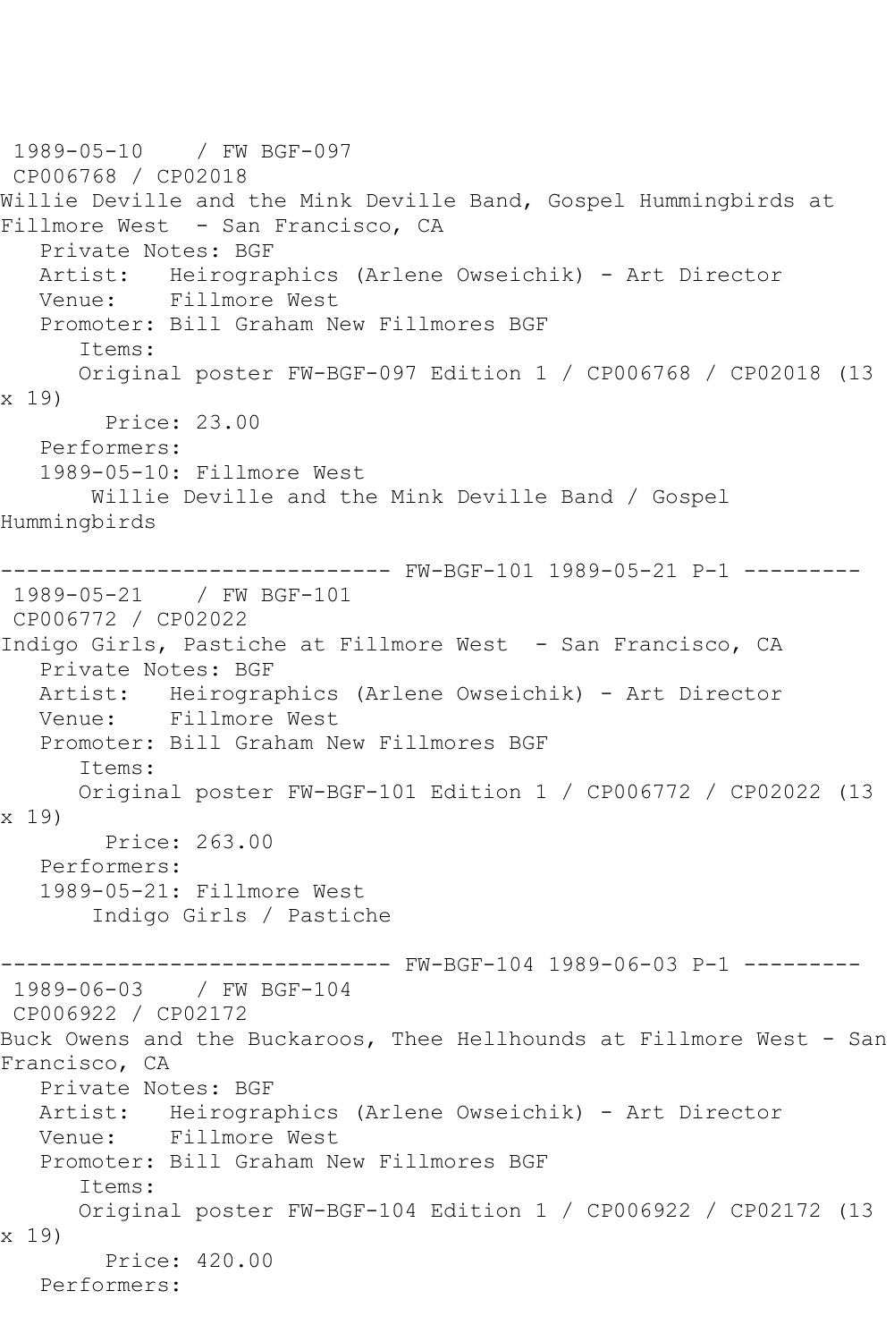1989-05-10 / FW BGF-097
CP006768 / CP02018
Willie Deville and the Mink Deville Band, Gospel Hummingbirds at Fillmore West - San Francisco, CA
   Private Notes: BGF
   Artist: Heirographics (Arlene Owseichik) - Art Director
   Venue: Fillmore West
   Promoter: Bill Graham New Fillmores BGF
      Items:
      Original poster FW-BGF-097 Edition 1 / CP006768 / CP02018 (13 x 19)
        Price: 23.00
   Performers:
   1989-05-10: Fillmore West
       Willie Deville and the Mink Deville Band / Gospel Hummingbirds

------------------------------ FW-BGF-101 1989-05-21 P-1 ---------

1989-05-21 / FW BGF-101
CP006772 / CP02022
Indigo Girls, Pastiche at Fillmore West - San Francisco, CA
   Private Notes: BGF
   Artist: Heirographics (Arlene Owseichik) - Art Director
   Venue: Fillmore West
   Promoter: Bill Graham New Fillmores BGF
      Items:
      Original poster FW-BGF-101 Edition 1 / CP006772 / CP02022 (13 x 19)
        Price: 263.00
   Performers:
   1989-05-21: Fillmore West
       Indigo Girls / Pastiche

------------------------------ FW-BGF-104 1989-06-03 P-1 ---------

1989-06-03 / FW BGF-104
CP006922 / CP02172
Buck Owens and the Buckaroos, Thee Hellhounds at Fillmore West - San Francisco, CA
   Private Notes: BGF
   Artist: Heirographics (Arlene Owseichik) - Art Director
   Venue: Fillmore West
   Promoter: Bill Graham New Fillmores BGF
      Items:
      Original poster FW-BGF-104 Edition 1 / CP006922 / CP02172 (13 x 19)
        Price: 420.00
   Performers: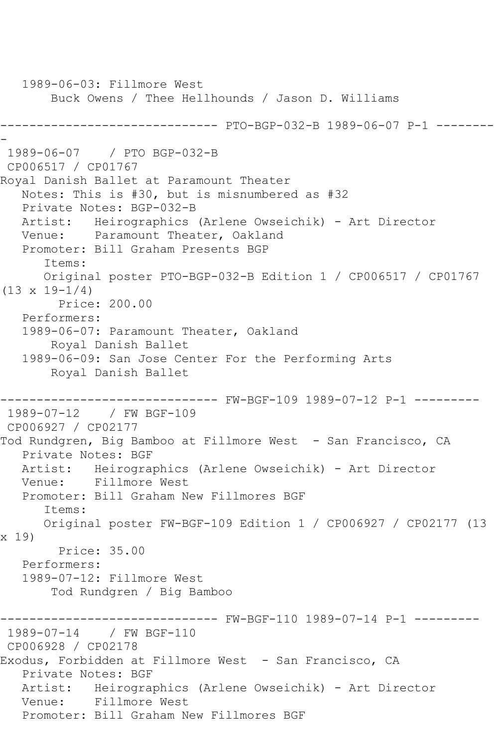```
   1989-06-03: Fillmore West
       Buck Owens / Thee Hellhounds / Jason D. Williams

------------------------------ PTO-BGP-032-B 1989-06-07 P-1 ---------
-
 1989-06-07    / PTO BGP-032-B
 CP006517 / CP01767
Royal Danish Ballet at Paramount Theater
   Notes: This is #30, but is misnumbered as #32
   Private Notes: BGP-032-B
   Artist:   Heirographics (Arlene Owseichik) - Art Director
   Venue:    Paramount Theater, Oakland
   Promoter: Bill Graham Presents BGP
      Items:
      Original poster PTO-BGP-032-B Edition 1 / CP006517 / CP01767
(13 x 19-1/4)
        Price: 200.00
   Performers:
   1989-06-07: Paramount Theater, Oakland
       Royal Danish Ballet
   1989-06-09: San Jose Center For the Performing Arts
       Royal Danish Ballet

------------------------------ FW-BGF-109 1989-07-12 P-1 ---------
 1989-07-12    / FW BGF-109
 CP006927 / CP02177
Tod Rundgren, Big Bamboo at Fillmore West  - San Francisco, CA
   Private Notes: BGF
   Artist:   Heirographics (Arlene Owseichik) - Art Director
   Venue:    Fillmore West
   Promoter: Bill Graham New Fillmores BGF
      Items:
      Original poster FW-BGF-109 Edition 1 / CP006927 / CP02177 (13
x 19)
        Price: 35.00
   Performers:
   1989-07-12: Fillmore West
       Tod Rundgren / Big Bamboo

------------------------------ FW-BGF-110 1989-07-14 P-1 ---------
 1989-07-14    / FW BGF-110
 CP006928 / CP02178
Exodus, Forbidden at Fillmore West  - San Francisco, CA
   Private Notes: BGF
   Artist:   Heirographics (Arlene Owseichik) - Art Director
   Venue:    Fillmore West
   Promoter: Bill Graham New Fillmores BGF
```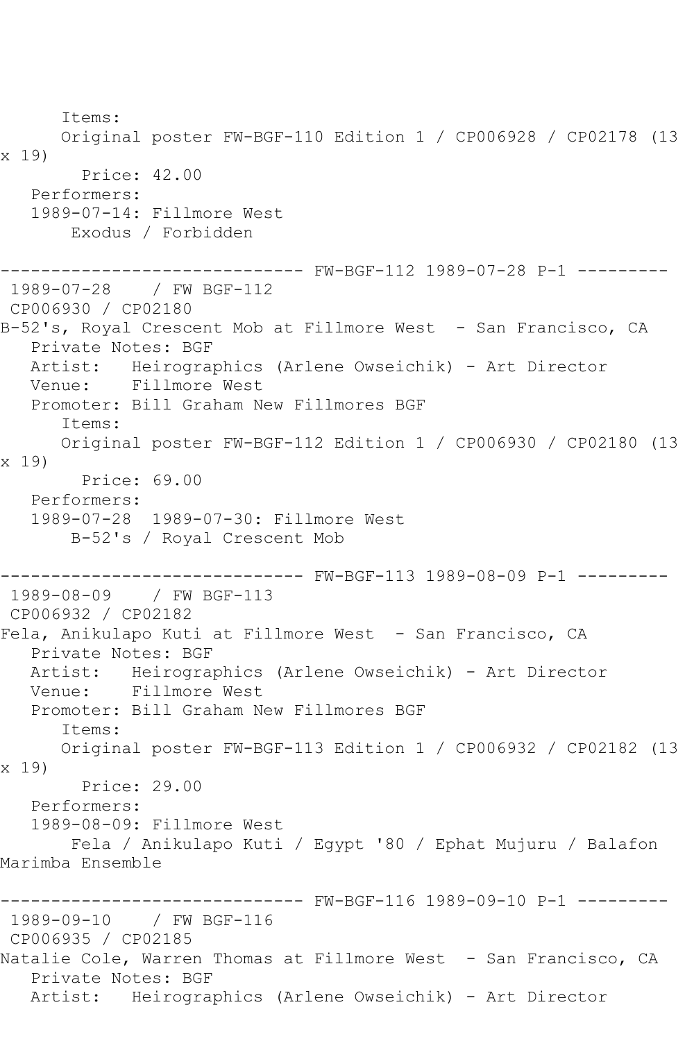Items:
Original poster FW-BGF-110 Edition 1 / CP006928 / CP02178 (13 x 19)
Price: 42.00
Performers:
1989-07-14: Fillmore West
Exodus / Forbidden

------------------------------ FW-BGF-112 1989-07-28 P-1 ---------

1989-07-28 / FW BGF-112
CP006930 / CP02180
B-52's, Royal Crescent Mob at Fillmore West - San Francisco, CA
Private Notes: BGF
Artist: Heirographics (Arlene Owseichik) - Art Director
Venue: Fillmore West
Promoter: Bill Graham New Fillmores BGF
Items:
Original poster FW-BGF-112 Edition 1 / CP006930 / CP02180 (13 x 19)
Price: 69.00
Performers:
1989-07-28 1989-07-30: Fillmore West
B-52's / Royal Crescent Mob

------------------------------ FW-BGF-113 1989-08-09 P-1 ---------

1989-08-09 / FW BGF-113
CP006932 / CP02182
Fela, Anikulapo Kuti at Fillmore West - San Francisco, CA
Private Notes: BGF
Artist: Heirographics (Arlene Owseichik) - Art Director
Venue: Fillmore West
Promoter: Bill Graham New Fillmores BGF
Items:
Original poster FW-BGF-113 Edition 1 / CP006932 / CP02182 (13 x 19)
Price: 29.00
Performers:
1989-08-09: Fillmore West
Fela / Anikulapo Kuti / Egypt '80 / Ephat Mujuru / Balafon Marimba Ensemble

------------------------------ FW-BGF-116 1989-09-10 P-1 ---------

1989-09-10 / FW BGF-116
CP006935 / CP02185
Natalie Cole, Warren Thomas at Fillmore West - San Francisco, CA
Private Notes: BGF
Artist: Heirographics (Arlene Owseichik) - Art Director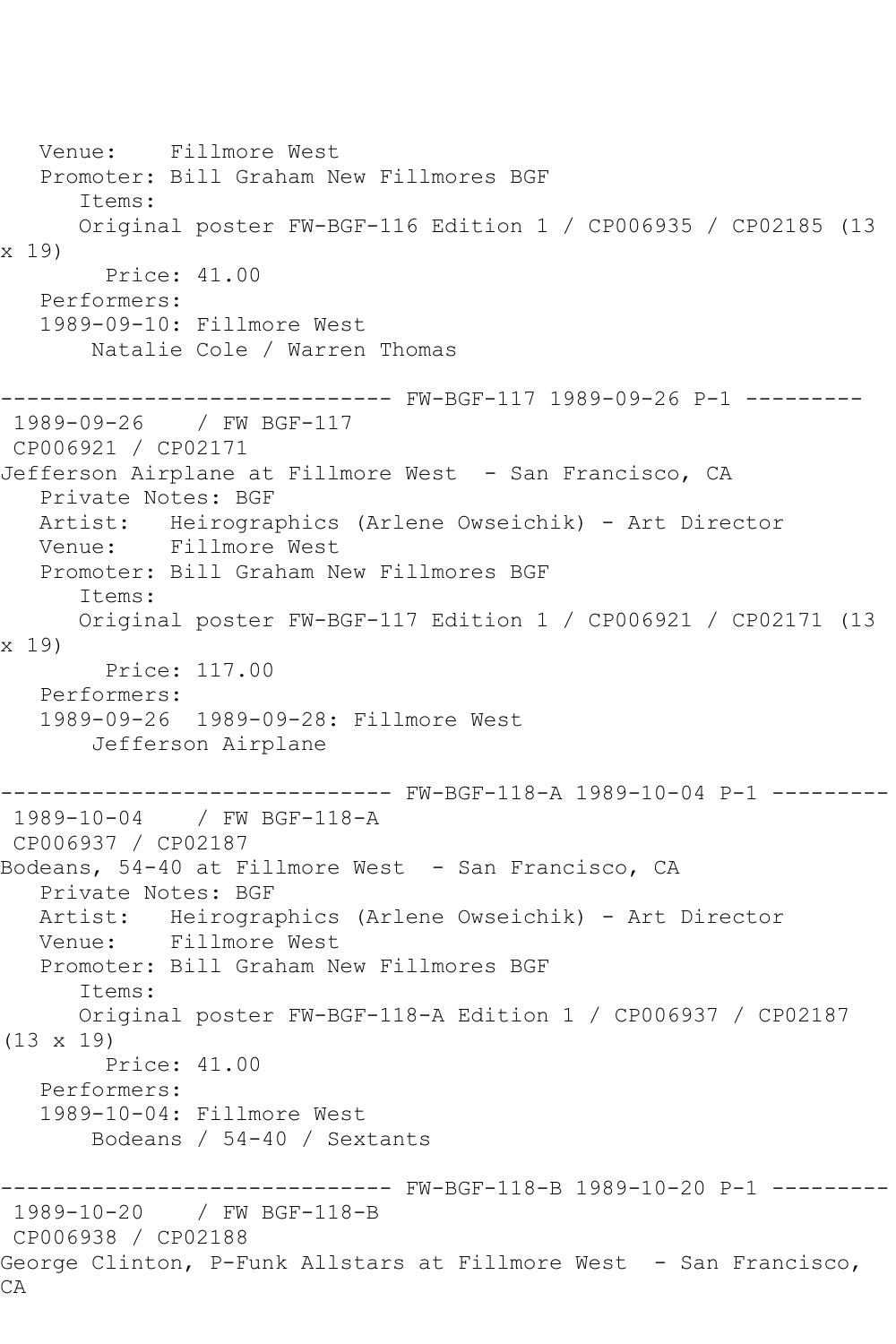Venue:    Fillmore West
Promoter: Bill Graham New Fillmores BGF
Items:
Original poster FW-BGF-116 Edition 1 / CP006935 / CP02185 (13 x 19)
Price: 41.00
Performers:
1989-09-10: Fillmore West
Natalie Cole / Warren Thomas

------------------------------ FW-BGF-117 1989-09-26 P-1 ---------

1989-09-26    / FW BGF-117
CP006921 / CP02171
Jefferson Airplane at Fillmore West  - San Francisco, CA
Private Notes: BGF
Artist:   Heirographics (Arlene Owseichik) - Art Director
Venue:    Fillmore West
Promoter: Bill Graham New Fillmores BGF
Items:
Original poster FW-BGF-117 Edition 1 / CP006921 / CP02171 (13 x 19)
Price: 117.00
Performers:
1989-09-26  1989-09-28: Fillmore West
Jefferson Airplane

------------------------------ FW-BGF-118-A 1989-10-04 P-1 ---------

1989-10-04    / FW BGF-118-A
CP006937 / CP02187
Bodeans, 54-40 at Fillmore West  - San Francisco, CA
Private Notes: BGF
Artist:   Heirographics (Arlene Owseichik) - Art Director
Venue:    Fillmore West
Promoter: Bill Graham New Fillmores BGF
Items:
Original poster FW-BGF-118-A Edition 1 / CP006937 / CP02187 (13 x 19)
Price: 41.00
Performers:
1989-10-04: Fillmore West
Bodeans / 54-40 / Sextants

------------------------------ FW-BGF-118-B 1989-10-20 P-1 ---------

1989-10-20    / FW BGF-118-B
CP006938 / CP02188
George Clinton, P-Funk Allstars at Fillmore West  - San Francisco, CA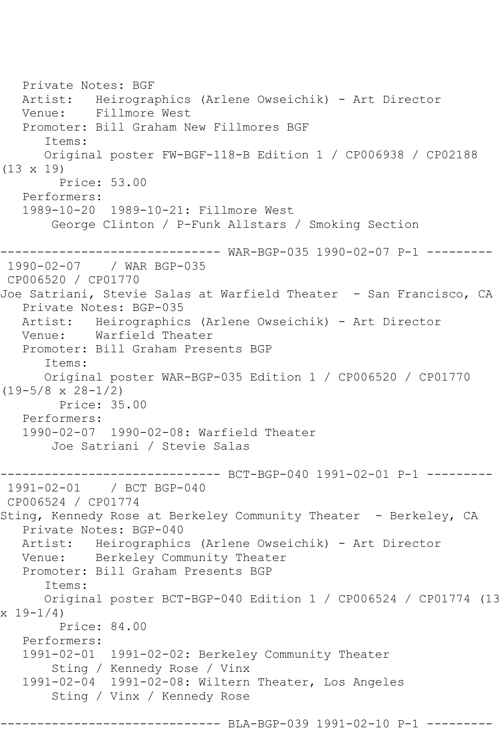Private Notes: BGF
Artist: Heirographics (Arlene Owseichik) - Art Director
Venue: Fillmore West
Promoter: Bill Graham New Fillmores BGF
Items:
Original poster FW-BGF-118-B Edition 1 / CP006938 / CP02188 (13 x 19)
Price: 53.00
Performers:
1989-10-20 1989-10-21: Fillmore West
George Clinton / P-Funk Allstars / Smoking Section

------------------------------ WAR-BGP-035 1990-02-07 P-1 ---------

1990-02-07 / WAR BGP-035
CP006520 / CP01770
Joe Satriani, Stevie Salas at Warfield Theater - San Francisco, CA
Private Notes: BGP-035
Artist: Heirographics (Arlene Owseichik) - Art Director
Venue: Warfield Theater
Promoter: Bill Graham Presents BGP
Items:
Original poster WAR-BGP-035 Edition 1 / CP006520 / CP01770 (19-5/8 x 28-1/2)
Price: 35.00
Performers:
1990-02-07 1990-02-08: Warfield Theater
Joe Satriani / Stevie Salas

------------------------------ BCT-BGP-040 1991-02-01 P-1 ---------

1991-02-01 / BCT BGP-040
CP006524 / CP01774
Sting, Kennedy Rose at Berkeley Community Theater - Berkeley, CA
Private Notes: BGP-040
Artist: Heirographics (Arlene Owseichik) - Art Director
Venue: Berkeley Community Theater
Promoter: Bill Graham Presents BGP
Items:
Original poster BCT-BGP-040 Edition 1 / CP006524 / CP01774 (13 x 19-1/4)
Price: 84.00
Performers:
1991-02-01 1991-02-02: Berkeley Community Theater
Sting / Kennedy Rose / Vinx
1991-02-04 1991-02-08: Wiltern Theater, Los Angeles
Sting / Vinx / Kennedy Rose

------------------------------ BLA-BGP-039 1991-02-10 P-1 ---------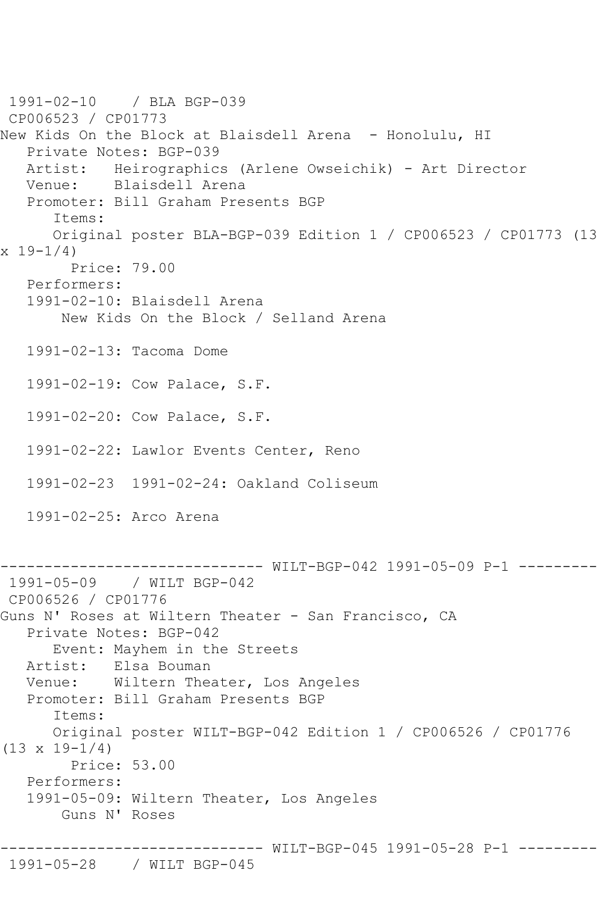1991-02-10    / BLA BGP-039
CP006523 / CP01773
New Kids On the Block at Blaisdell Arena  - Honolulu, HI
   Private Notes: BGP-039
   Artist:   Heirographics (Arlene Owseichik) - Art Director
   Venue:    Blaisdell Arena
   Promoter: Bill Graham Presents BGP
      Items:
      Original poster BLA-BGP-039 Edition 1 / CP006523 / CP01773 (13 x 19-1/4)
        Price: 79.00
   Performers:
   1991-02-10: Blaisdell Arena
       New Kids On the Block / Selland Arena

   1991-02-13: Tacoma Dome

   1991-02-19: Cow Palace, S.F.

   1991-02-20: Cow Palace, S.F.

   1991-02-22: Lawlor Events Center, Reno

   1991-02-23  1991-02-24: Oakland Coliseum

   1991-02-25: Arco Arena

------------------------------ WILT-BGP-042 1991-05-09 P-1 ---------

1991-05-09    / WILT BGP-042
CP006526 / CP01776
Guns N' Roses at Wiltern Theater - San Francisco, CA
   Private Notes: BGP-042
      Event: Mayhem in the Streets
   Artist:   Elsa Bouman
   Venue:    Wiltern Theater, Los Angeles
   Promoter: Bill Graham Presents BGP
      Items:
      Original poster WILT-BGP-042 Edition 1 / CP006526 / CP01776 (13 x 19-1/4)
        Price: 53.00
   Performers:
   1991-05-09: Wiltern Theater, Los Angeles
       Guns N' Roses

------------------------------ WILT-BGP-045 1991-05-28 P-1 ---------

1991-05-28    / WILT BGP-045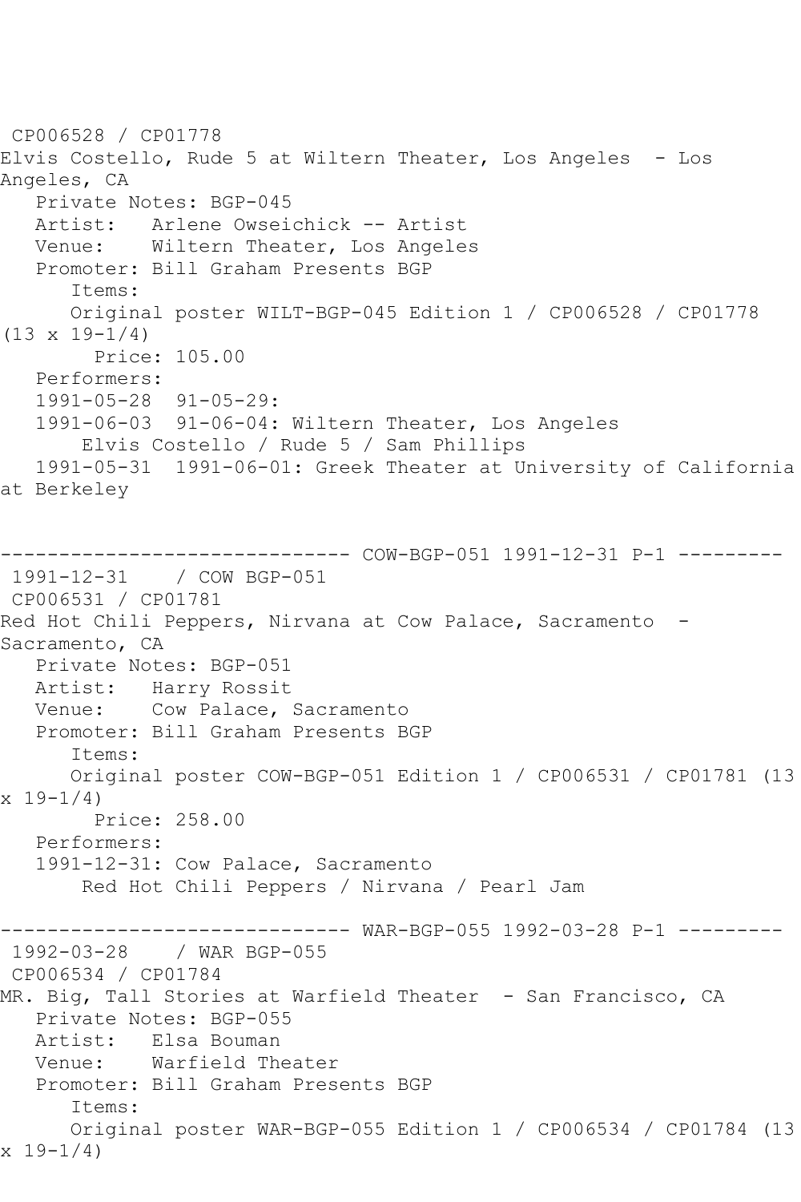CP006528 / CP01778
Elvis Costello, Rude 5 at Wiltern Theater, Los Angeles  - Los Angeles, CA
   Private Notes: BGP-045
   Artist:   Arlene Owseichick -- Artist
   Venue:    Wiltern Theater, Los Angeles
   Promoter: Bill Graham Presents BGP
      Items:
      Original poster WILT-BGP-045 Edition 1 / CP006528 / CP01778 (13 x 19-1/4)
        Price: 105.00
   Performers:
   1991-05-28  91-05-29:
   1991-06-03  91-06-04: Wiltern Theater, Los Angeles
       Elvis Costello / Rude 5 / Sam Phillips
   1991-05-31  1991-06-01: Greek Theater at University of California at Berkeley

------------------------------ COW-BGP-051 1991-12-31 P-1 ---------
1991-12-31    / COW BGP-051
CP006531 / CP01781
Red Hot Chili Peppers, Nirvana at Cow Palace, Sacramento  - Sacramento, CA
   Private Notes: BGP-051
   Artist:   Harry Rossit
   Venue:    Cow Palace, Sacramento
   Promoter: Bill Graham Presents BGP
      Items:
      Original poster COW-BGP-051 Edition 1 / CP006531 / CP01781 (13 x 19-1/4)
        Price: 258.00
   Performers:
   1991-12-31: Cow Palace, Sacramento
       Red Hot Chili Peppers / Nirvana / Pearl Jam

------------------------------ WAR-BGP-055 1992-03-28 P-1 ---------
1992-03-28    / WAR BGP-055
CP006534 / CP01784
MR. Big, Tall Stories at Warfield Theater  - San Francisco, CA
   Private Notes: BGP-055
   Artist:   Elsa Bouman
   Venue:    Warfield Theater
   Promoter: Bill Graham Presents BGP
      Items:
      Original poster WAR-BGP-055 Edition 1 / CP006534 / CP01784 (13 x 19-1/4)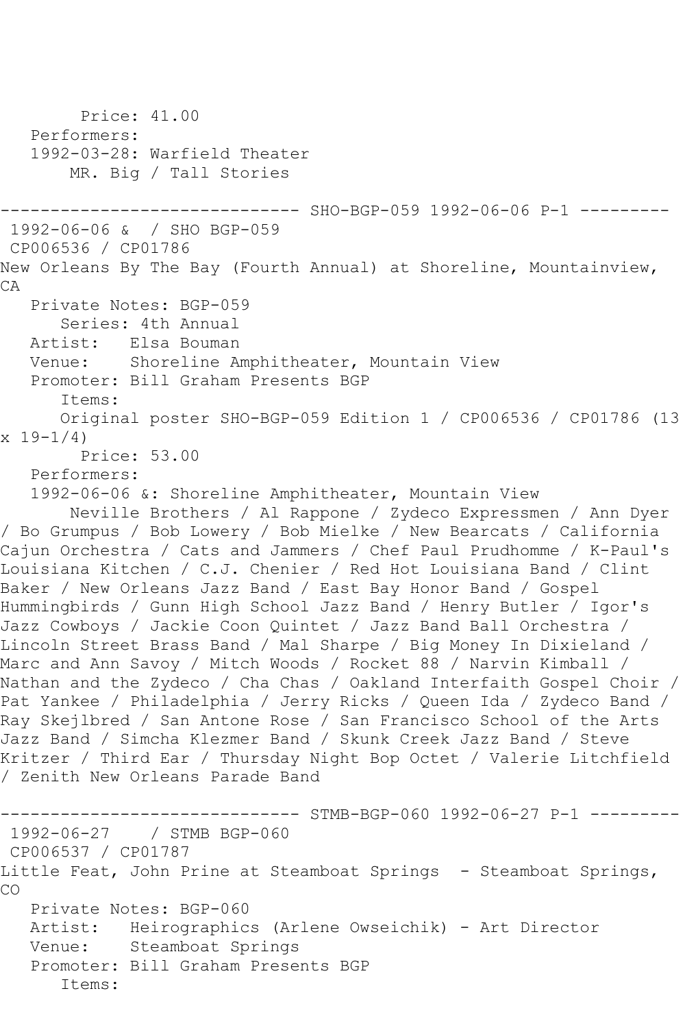Price: 41.00
Performers:
1992-03-28: Warfield Theater
MR. Big / Tall Stories

------------------------------ SHO-BGP-059 1992-06-06 P-1 ---------

1992-06-06 & / SHO BGP-059
CP006536 / CP01786
New Orleans By The Bay (Fourth Annual) at Shoreline, Mountainview, CA

Private Notes: BGP-059
Series: 4th Annual
Artist: Elsa Bouman
Venue: Shoreline Amphitheater, Mountain View
Promoter: Bill Graham Presents BGP
Items:
Original poster SHO-BGP-059 Edition 1 / CP006536 / CP01786 (13 x 19-1/4)
Price: 53.00
Performers:
1992-06-06 &: Shoreline Amphitheater, Mountain View
Neville Brothers / Al Rappone / Zydeco Expressmen / Ann Dyer / Bo Grumpus / Bob Lowery / Bob Mielke / New Bearcats / California Cajun Orchestra / Cats and Jammers / Chef Paul Prudhomme / K-Paul's Louisiana Kitchen / C.J. Chenier / Red Hot Louisiana Band / Clint Baker / New Orleans Jazz Band / East Bay Honor Band / Gospel Hummingbirds / Gunn High School Jazz Band / Henry Butler / Igor's Jazz Cowboys / Jackie Coon Quintet / Jazz Band Ball Orchestra / Lincoln Street Brass Band / Mal Sharpe / Big Money In Dixieland / Marc and Ann Savoy / Mitch Woods / Rocket 88 / Narvin Kimball / Nathan and the Zydeco / Cha Chas / Oakland Interfaith Gospel Choir / Pat Yankee / Philadelphia / Jerry Ricks / Queen Ida / Zydeco Band / Ray Skejlbred / San Antone Rose / San Francisco School of the Arts Jazz Band / Simcha Klezmer Band / Skunk Creek Jazz Band / Steve Kritzer / Third Ear / Thursday Night Bop Octet / Valerie Litchfield / Zenith New Orleans Parade Band

------------------------------ STMB-BGP-060 1992-06-27 P-1 ---------

1992-06-27 / STMB BGP-060
CP006537 / CP01787
Little Feat, John Prine at Steamboat Springs - Steamboat Springs, CO

Private Notes: BGP-060
Artist: Heirographics (Arlene Owseichik) - Art Director
Venue: Steamboat Springs
Promoter: Bill Graham Presents BGP
Items: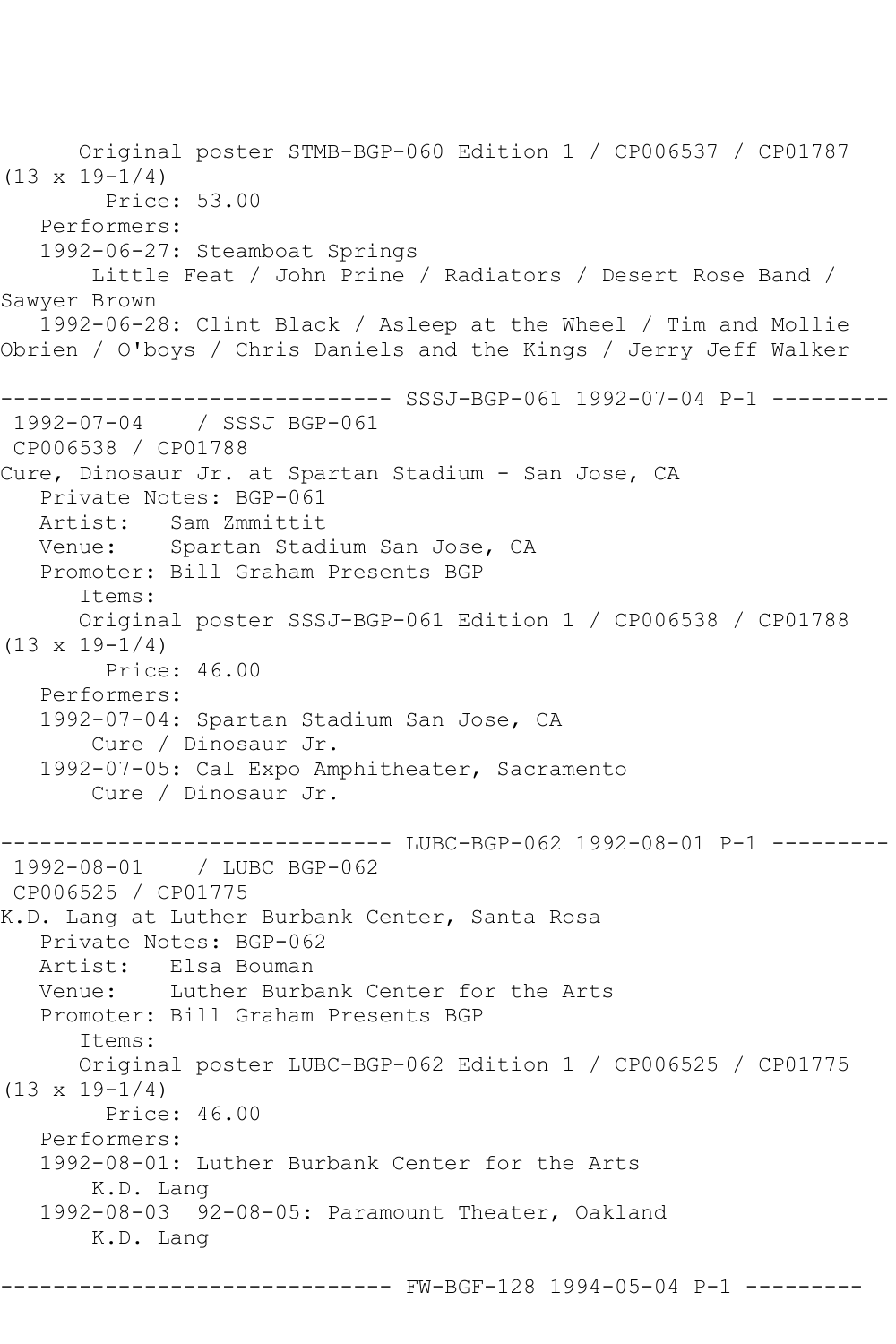Original poster STMB-BGP-060 Edition 1 / CP006537 / CP01787 (13 x 19-1/4)
Price: 53.00
Performers:
1992-06-27: Steamboat Springs
Little Feat / John Prine / Radiators / Desert Rose Band / Sawyer Brown
1992-06-28: Clint Black / Asleep at the Wheel / Tim and Mollie Obrien / O'boys / Chris Daniels and the Kings / Jerry Jeff Walker

------------------------------ SSSJ-BGP-061 1992-07-04 P-1 ---------

1992-07-04 / SSSJ BGP-061
CP006538 / CP01788
Cure, Dinosaur Jr. at Spartan Stadium - San Jose, CA
Private Notes: BGP-061
Artist: Sam Zmmittit
Venue: Spartan Stadium San Jose, CA
Promoter: Bill Graham Presents BGP
Items:
Original poster SSSJ-BGP-061 Edition 1 / CP006538 / CP01788 (13 x 19-1/4)
Price: 46.00
Performers:
1992-07-04: Spartan Stadium San Jose, CA
Cure / Dinosaur Jr.
1992-07-05: Cal Expo Amphitheater, Sacramento
Cure / Dinosaur Jr.

------------------------------ LUBC-BGP-062 1992-08-01 P-1 ---------

1992-08-01 / LUBC BGP-062
CP006525 / CP01775
K.D. Lang at Luther Burbank Center, Santa Rosa
Private Notes: BGP-062
Artist: Elsa Bouman
Venue: Luther Burbank Center for the Arts
Promoter: Bill Graham Presents BGP
Items:
Original poster LUBC-BGP-062 Edition 1 / CP006525 / CP01775 (13 x 19-1/4)
Price: 46.00
Performers:
1992-08-01: Luther Burbank Center for the Arts
K.D. Lang
1992-08-03 92-08-05: Paramount Theater, Oakland
K.D. Lang

------------------------------ FW-BGF-128 1994-05-04 P-1 ---------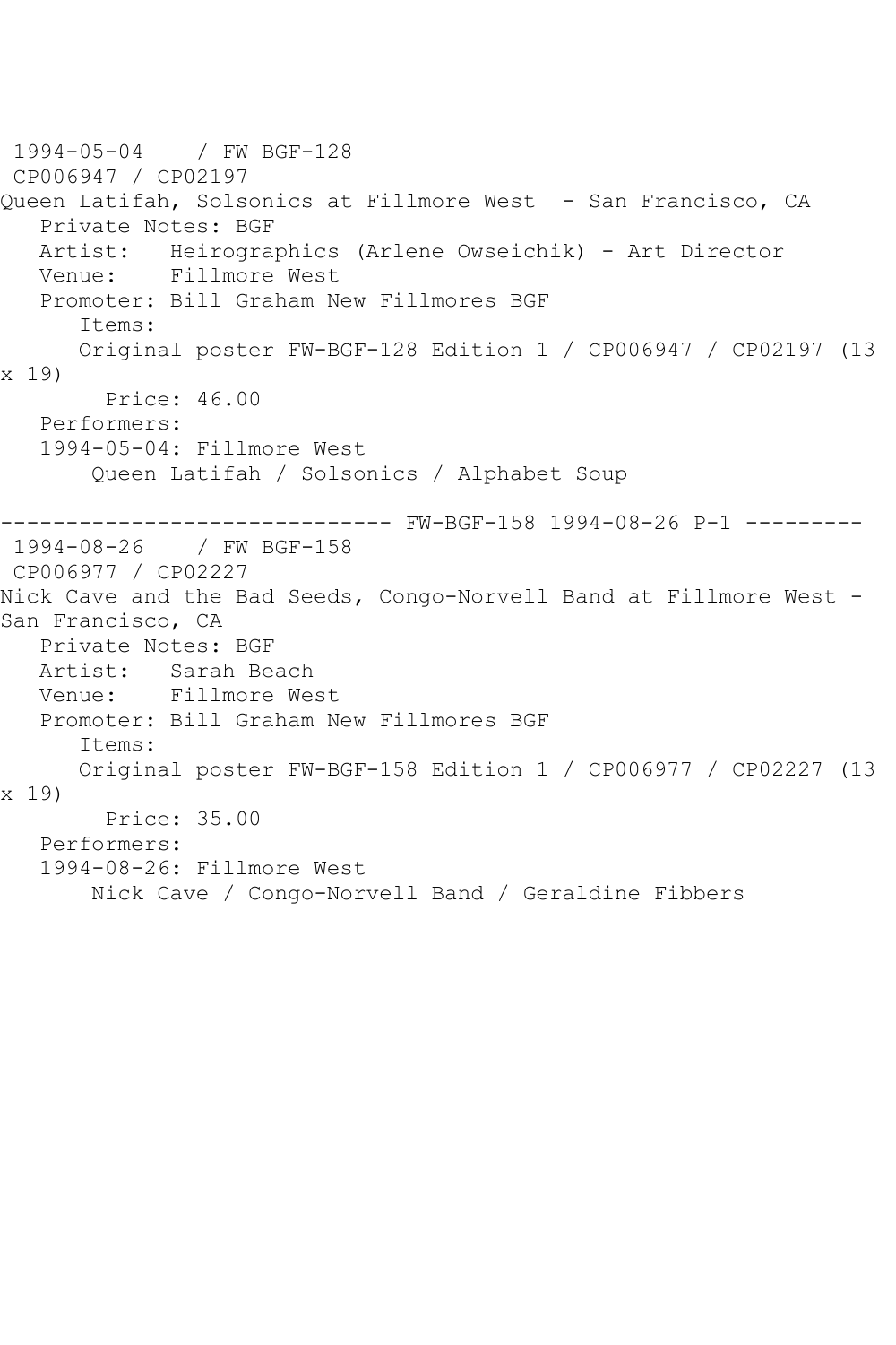1994-05-04 / FW BGF-128
CP006947 / CP02197
Queen Latifah, Solsonics at Fillmore West - San Francisco, CA
Private Notes: BGF
Artist: Heirographics (Arlene Owseichik) - Art Director
Venue: Fillmore West
Promoter: Bill Graham New Fillmores BGF
Items:
Original poster FW-BGF-128 Edition 1 / CP006947 / CP02197 (13 x 19)
Price: 46.00
Performers:
1994-05-04: Fillmore West
Queen Latifah / Solsonics / Alphabet Soup

------------------------------ FW-BGF-158 1994-08-26 P-1 ---------

1994-08-26 / FW BGF-158
CP006977 / CP02227
Nick Cave and the Bad Seeds, Congo-Norvell Band at Fillmore West - San Francisco, CA
Private Notes: BGF
Artist: Sarah Beach
Venue: Fillmore West
Promoter: Bill Graham New Fillmores BGF
Items:
Original poster FW-BGF-158 Edition 1 / CP006977 / CP02227 (13 x 19)
Price: 35.00
Performers:
1994-08-26: Fillmore West
Nick Cave / Congo-Norvell Band / Geraldine Fibbers